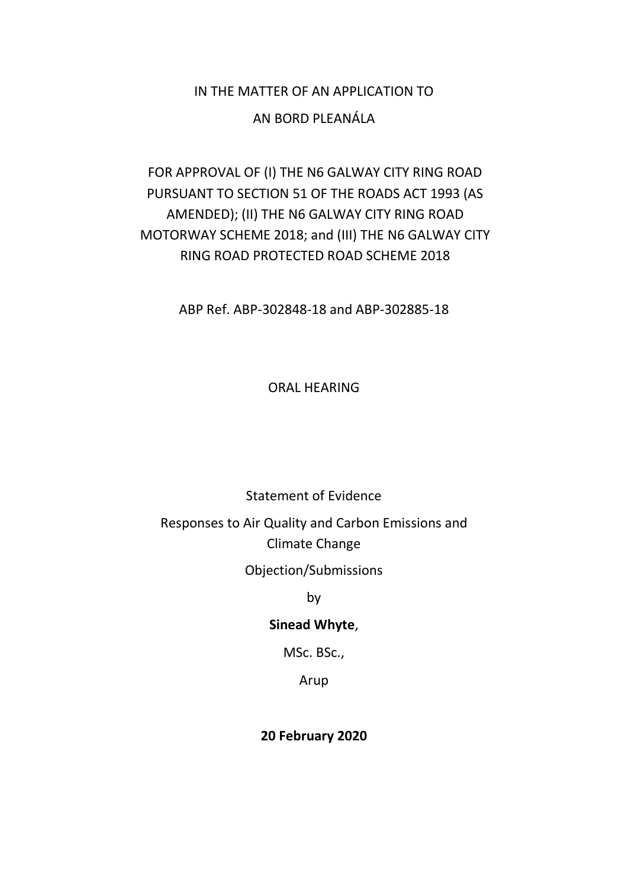IN THE MATTER OF AN APPLICATION TO

AN BORD PLEANÁLA

FOR APPROVAL OF (I) THE N6 GALWAY CITY RING ROAD PURSUANT TO SECTION 51 OF THE ROADS ACT 1993 (AS AMENDED); (II) THE N6 GALWAY CITY RING ROAD MOTORWAY SCHEME 2018; and (III) THE N6 GALWAY CITY RING ROAD PROTECTED ROAD SCHEME 2018

ABP Ref. ABP-302848-18 and ABP-302885-18

ORAL HEARING

Statement of Evidence

Responses to Air Quality and Carbon Emissions and Climate Change

Objection/Submissions

by

**Sinead Whyte**,

MSc. BSc.,

Arup

**20 February 2020**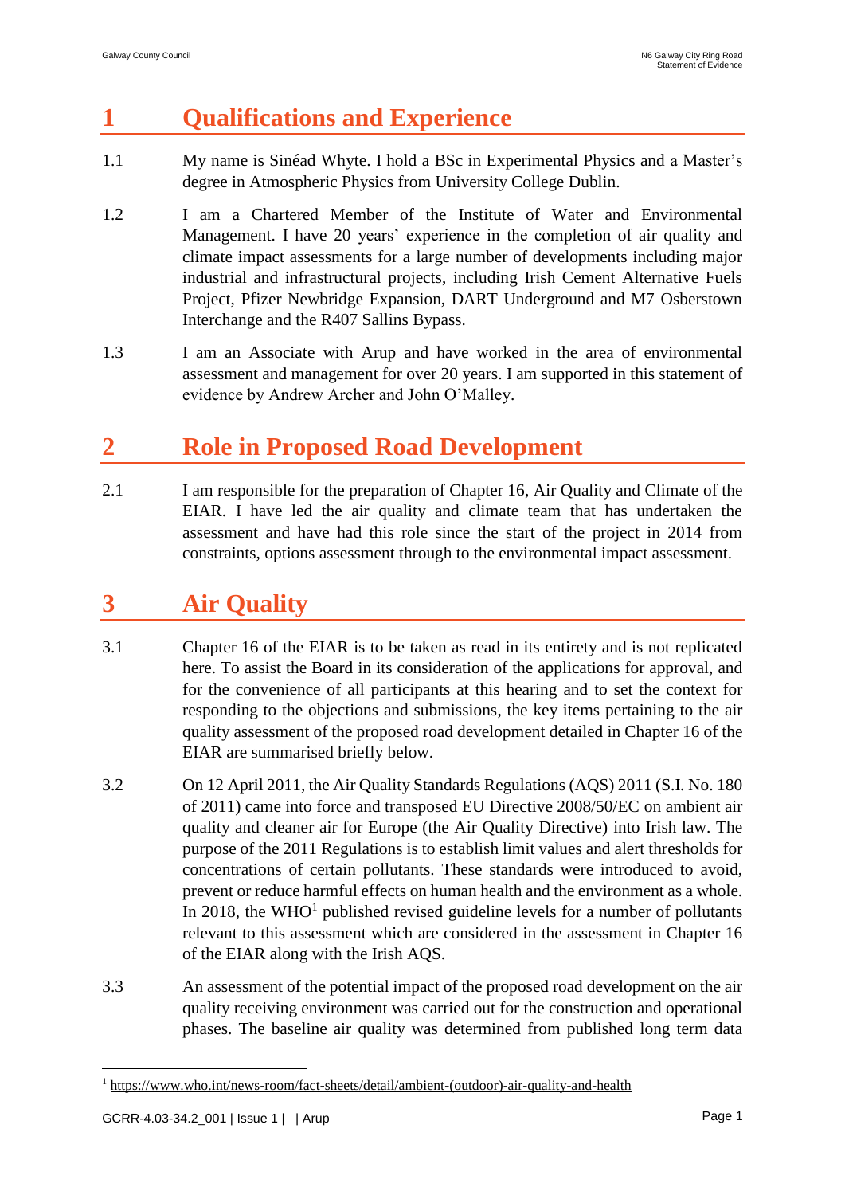# 1 Qualifications and Experience

1.1 My name is Sinéad Whyte. I hold a BSc in Experimental Physics and a Master's degree in Atmospheric Physics from University College Dublin.

1.2 I am a Chartered Member of the Institute of Water and Environmental Management. I have 20 years' experience in the completion of air quality and climate impact assessments for a large number of developments including major industrial and infrastructural projects, including Irish Cement Alternative Fuels Project, Pfizer Newbridge Expansion, DART Underground and M7 Osberstown Interchange and the R407 Sallins Bypass.

1.3 I am an Associate with Arup and have worked in the area of environmental assessment and management for over 20 years. I am supported in this statement of evidence by Andrew Archer and John O'Malley.

# 2 Role in Proposed Road Development

2.1 I am responsible for the preparation of Chapter 16, Air Quality and Climate of the EIAR. I have led the air quality and climate team that has undertaken the assessment and have had this role since the start of the project in 2014 from constraints, options assessment through to the environmental impact assessment.

# 3 Air Quality

3.1 Chapter 16 of the EIAR is to be taken as read in its entirety and is not replicated here. To assist the Board in its consideration of the applications for approval, and for the convenience of all participants at this hearing and to set the context for responding to the objections and submissions, the key items pertaining to the air quality assessment of the proposed road development detailed in Chapter 16 of the EIAR are summarised briefly below.

3.2 On 12 April 2011, the Air Quality Standards Regulations (AQS) 2011 (S.I. No. 180 of 2011) came into force and transposed EU Directive 2008/50/EC on ambient air quality and cleaner air for Europe (the Air Quality Directive) into Irish law. The purpose of the 2011 Regulations is to establish limit values and alert thresholds for concentrations of certain pollutants. These standards were introduced to avoid, prevent or reduce harmful effects on human health and the environment as a whole. In 2018, the WHO[1] published revised guideline levels for a number of pollutants relevant to this assessment which are considered in the assessment in Chapter 16 of the EIAR along with the Irish AQS.

3.3 An assessment of the potential impact of the proposed road development on the air quality receiving environment was carried out for the construction and operational phases. The baseline air quality was determined from published long term data

[1] https://www.who.int/news-room/fact-sheets/detail/ambient-(outdoor)-air-quality-and-health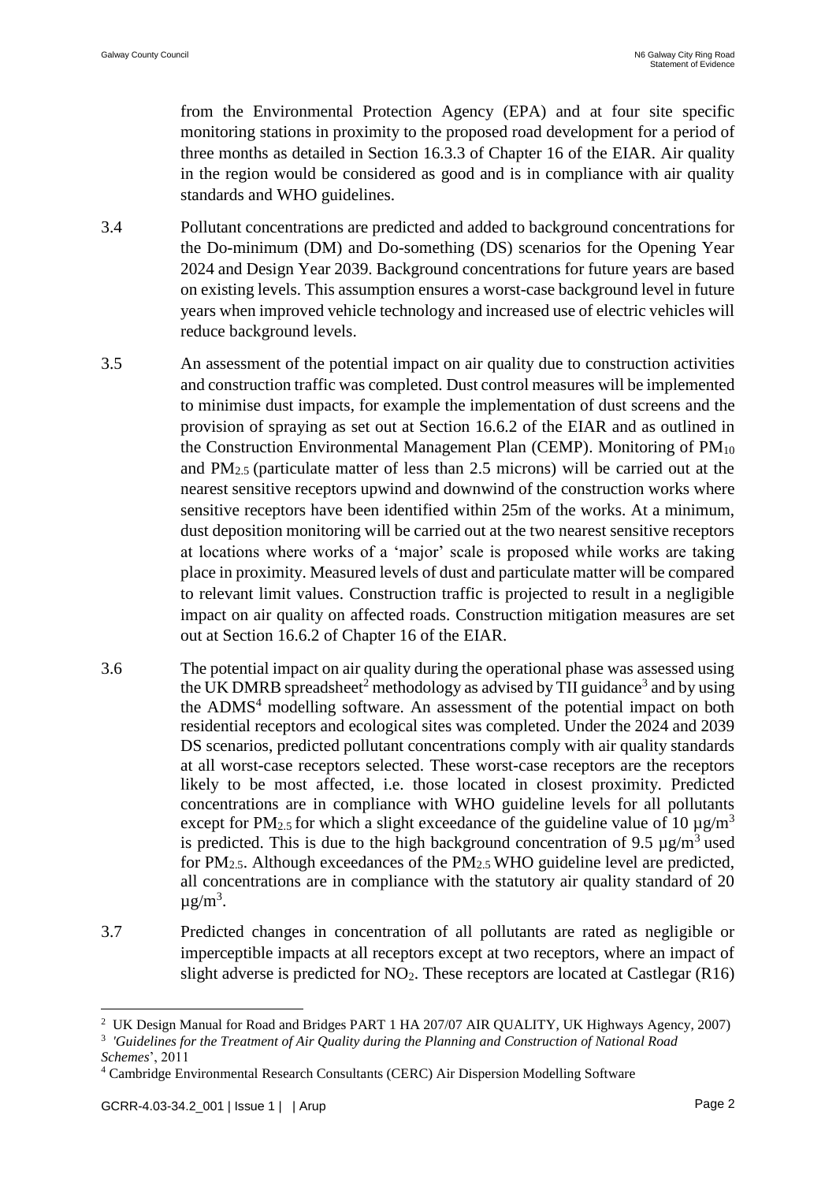from the Environmental Protection Agency (EPA) and at four site specific monitoring stations in proximity to the proposed road development for a period of three months as detailed in Section 16.3.3 of Chapter 16 of the EIAR. Air quality in the region would be considered as good and is in compliance with air quality standards and WHO guidelines.

3.4 Pollutant concentrations are predicted and added to background concentrations for the Do-minimum (DM) and Do-something (DS) scenarios for the Opening Year 2024 and Design Year 2039. Background concentrations for future years are based on existing levels. This assumption ensures a worst-case background level in future years when improved vehicle technology and increased use of electric vehicles will reduce background levels.

3.5 An assessment of the potential impact on air quality due to construction activities and construction traffic was completed. Dust control measures will be implemented to minimise dust impacts, for example the implementation of dust screens and the provision of spraying as set out at Section 16.6.2 of the EIAR and as outlined in the Construction Environmental Management Plan (CEMP). Monitoring of $PM_{10}$ and $PM_{2.5}$ (particulate matter of less than 2.5 microns) will be carried out at the nearest sensitive receptors upwind and downwind of the construction works where sensitive receptors have been identified within 25m of the works. At a minimum, dust deposition monitoring will be carried out at the two nearest sensitive receptors at locations where works of a 'major' scale is proposed while works are taking place in proximity. Measured levels of dust and particulate matter will be compared to relevant limit values. Construction traffic is projected to result in a negligible impact on air quality on affected roads. Construction mitigation measures are set out at Section 16.6.2 of Chapter 16 of the EIAR.

3.6 The potential impact on air quality during the operational phase was assessed using the UK DMRB spreadsheet[2] methodology as advised by TII guidance[3] and by using the ADMS[4] modelling software. An assessment of the potential impact on both residential receptors and ecological sites was completed. Under the 2024 and 2039 DS scenarios, predicted pollutant concentrations comply with air quality standards at all worst-case receptors selected. These worst-case receptors are the receptors likely to be most affected, i.e. those located in closest proximity. Predicted concentrations are in compliance with WHO guideline levels for all pollutants except for $PM_{2.5}$ for which a slight exceedance of the guideline value of 10 $\mu g/m^3$ is predicted. This is due to the high background concentration of 9.5 $\mu g/m^3$ used for $PM_{2.5}$. Although exceedances of the $PM_{2.5}$ WHO guideline level are predicted, all concentrations are in compliance with the statutory air quality standard of 20 $\mu g/m^3$.

3.7 Predicted changes in concentration of all pollutants are rated as negligible or imperceptible impacts at all receptors except at two receptors, where an impact of slight adverse is predicted for $NO_2$. These receptors are located at Castlegar (R16)

---

[2] UK Design Manual for Road and Bridges PART 1 HA 207/07 AIR QUALITY, UK Highways Agency, 2007)

[3] *'Guidelines for the Treatment of Air Quality during the Planning and Construction of National Road Schemes*', 2011

[4] Cambridge Environmental Research Consultants (CERC) Air Dispersion Modelling Software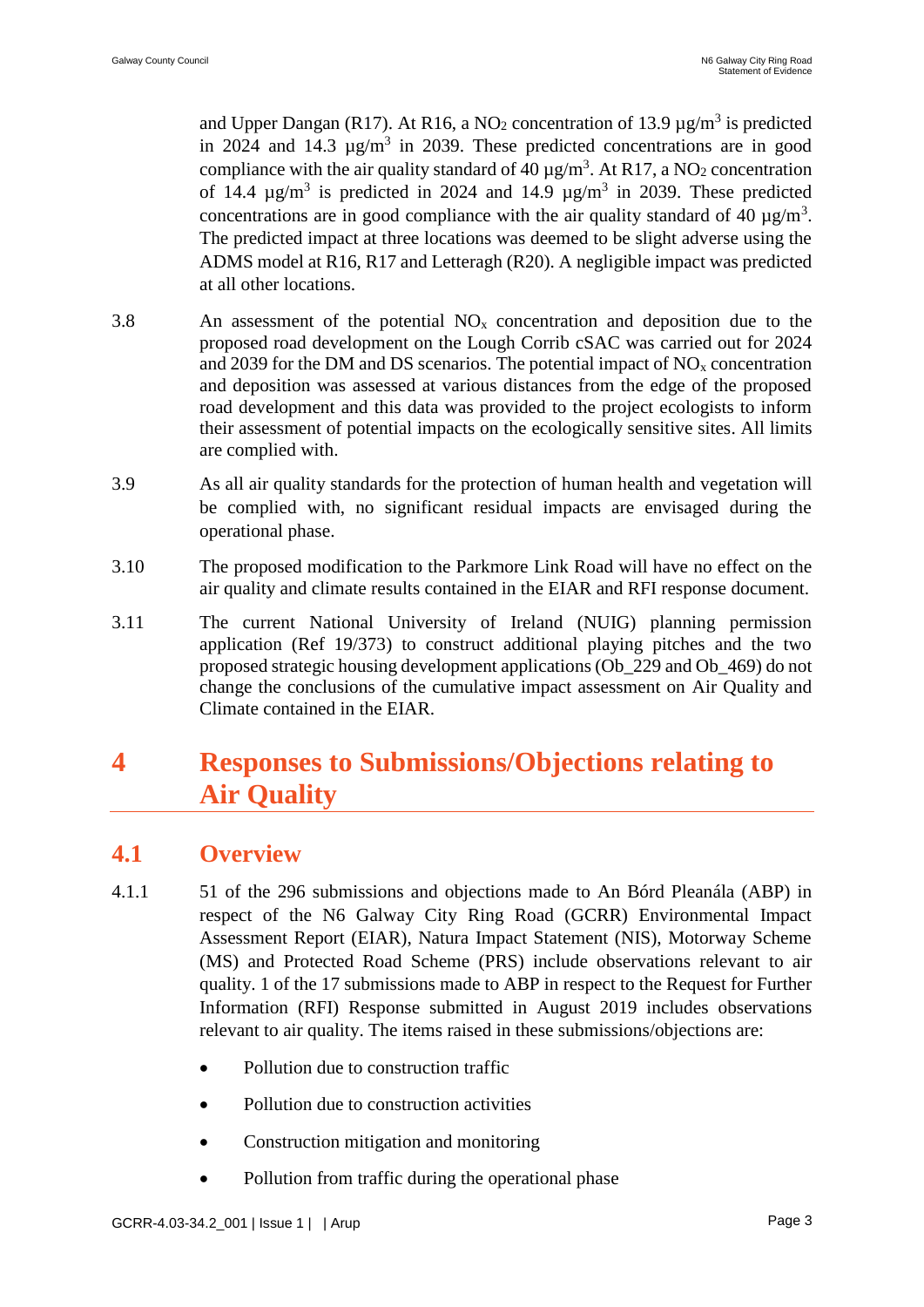and Upper Dangan (R17). At R16, a $NO_2$ concentration of 13.9 µg/m$^3$ is predicted in 2024 and 14.3 µg/m$^3$ in 2039. These predicted concentrations are in good compliance with the air quality standard of 40 µg/m$^3$. At R17, a $NO_2$ concentration of 14.4 µg/m$^3$ is predicted in 2024 and 14.9 µg/m$^3$ in 2039. These predicted concentrations are in good compliance with the air quality standard of 40 µg/m$^3$. The predicted impact at three locations was deemed to be slight adverse using the ADMS model at R16, R17 and Letteragh (R20). A negligible impact was predicted at all other locations.

3.8 An assessment of the potential $NO_x$ concentration and deposition due to the proposed road development on the Lough Corrib cSAC was carried out for 2024 and 2039 for the DM and DS scenarios. The potential impact of $NO_x$ concentration and deposition was assessed at various distances from the edge of the proposed road development and this data was provided to the project ecologists to inform their assessment of potential impacts on the ecologically sensitive sites. All limits are complied with.

3.9 As all air quality standards for the protection of human health and vegetation will be complied with, no significant residual impacts are envisaged during the operational phase.

3.10 The proposed modification to the Parkmore Link Road will have no effect on the air quality and climate results contained in the EIAR and RFI response document.

3.11 The current National University of Ireland (NUIG) planning permission application (Ref 19/373) to construct additional playing pitches and the two proposed strategic housing development applications (Ob_229 and Ob_469) do not change the conclusions of the cumulative impact assessment on Air Quality and Climate contained in the EIAR.

# 4 Responses to Submissions/Objections relating to Air Quality

## 4.1 Overview

4.1.1 51 of the 296 submissions and objections made to An Bórd Pleanála (ABP) in respect of the N6 Galway City Ring Road (GCRR) Environmental Impact Assessment Report (EIAR), Natura Impact Statement (NIS), Motorway Scheme (MS) and Protected Road Scheme (PRS) include observations relevant to air quality. 1 of the 17 submissions made to ABP in respect to the Request for Further Information (RFI) Response submitted in August 2019 includes observations relevant to air quality. The items raised in these submissions/objections are:

- Pollution due to construction traffic
- Pollution due to construction activities
- Construction mitigation and monitoring
- Pollution from traffic during the operational phase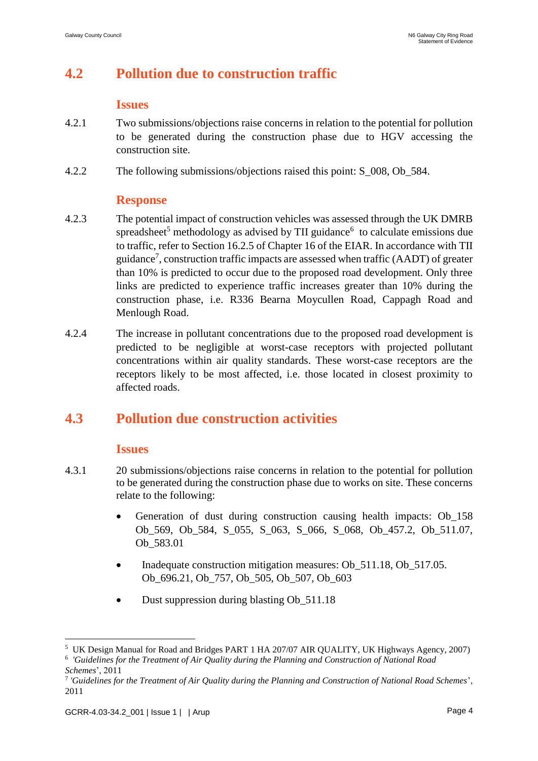## 4.2 Pollution due to construction traffic

### Issues

4.2.1 Two submissions/objections raise concerns in relation to the potential for pollution to be generated during the construction phase due to HGV accessing the construction site.

4.2.2 The following submissions/objections raised this point: S_008, Ob_584.

### Response

4.2.3 The potential impact of construction vehicles was assessed through the UK DMRB spreadsheet[5] methodology as advised by TII guidance[6] to calculate emissions due to traffic, refer to Section 16.2.5 of Chapter 16 of the EIAR. In accordance with TII guidance[7], construction traffic impacts are assessed when traffic (AADT) of greater than 10% is predicted to occur due to the proposed road development. Only three links are predicted to experience traffic increases greater than 10% during the construction phase, i.e. R336 Bearna Moycullen Road, Cappagh Road and Menlough Road.

4.2.4 The increase in pollutant concentrations due to the proposed road development is predicted to be negligible at worst-case receptors with projected pollutant concentrations within air quality standards. These worst-case receptors are the receptors likely to be most affected, i.e. those located in closest proximity to affected roads.

## 4.3 Pollution due construction activities

### Issues

4.3.1 20 submissions/objections raise concerns in relation to the potential for pollution to be generated during the construction phase due to works on site. These concerns relate to the following:

- Generation of dust during construction causing health impacts: Ob_158 Ob_569, Ob_584, S_055, S_063, S_066, S_068, Ob_457.2, Ob_511.07, Ob_583.01
- Inadequate construction mitigation measures: Ob_511.18, Ob_517.05. Ob_696.21, Ob_757, Ob_505, Ob_507, Ob_603
- Dust suppression during blasting Ob_511.18

---

[5] UK Design Manual for Road and Bridges PART 1 HA 207/07 AIR QUALITY, UK Highways Agency, 2007)

[6] *'Guidelines for the Treatment of Air Quality during the Planning and Construction of National Road Schemes*', 2011

[7] *'Guidelines for the Treatment of Air Quality during the Planning and Construction of National Road Schemes*', 2011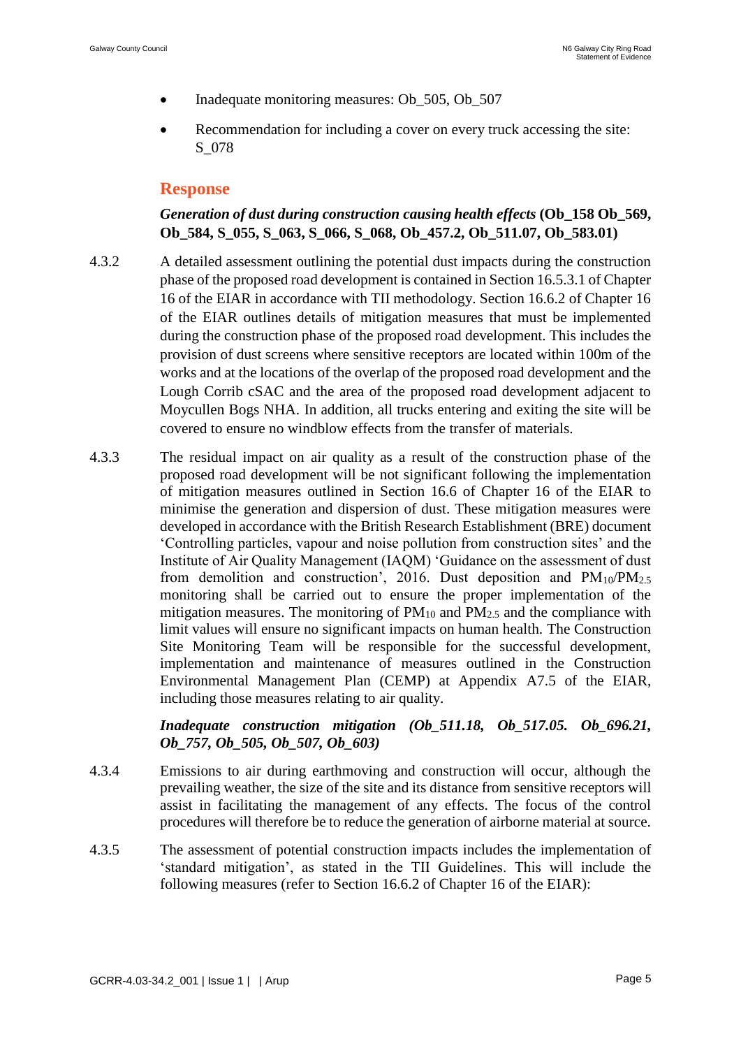- Inadequate monitoring measures: Ob_505, Ob_507
- Recommendation for including a cover on every truck accessing the site: S_078

## Response

***Generation of dust during construction causing health effects*** **(Ob_158 Ob_569, Ob_584, S_055, S_063, S_066, S_068, Ob_457.2, Ob_511.07, Ob_583.01)**

4.3.2 A detailed assessment outlining the potential dust impacts during the construction phase of the proposed road development is contained in Section 16.5.3.1 of Chapter 16 of the EIAR in accordance with TII methodology. Section 16.6.2 of Chapter 16 of the EIAR outlines details of mitigation measures that must be implemented during the construction phase of the proposed road development. This includes the provision of dust screens where sensitive receptors are located within 100m of the works and at the locations of the overlap of the proposed road development and the Lough Corrib cSAC and the area of the proposed road development adjacent to Moycullen Bogs NHA. In addition, all trucks entering and exiting the site will be covered to ensure no windblow effects from the transfer of materials.

4.3.3 The residual impact on air quality as a result of the construction phase of the proposed road development will be not significant following the implementation of mitigation measures outlined in Section 16.6 of Chapter 16 of the EIAR to minimise the generation and dispersion of dust. These mitigation measures were developed in accordance with the British Research Establishment (BRE) document 'Controlling particles, vapour and noise pollution from construction sites' and the Institute of Air Quality Management (IAQM) 'Guidance on the assessment of dust from demolition and construction', 2016. Dust deposition and $PM_{10}$/$PM_{2.5}$ monitoring shall be carried out to ensure the proper implementation of the mitigation measures. The monitoring of $PM_{10}$ and $PM_{2.5}$ and the compliance with limit values will ensure no significant impacts on human health. The Construction Site Monitoring Team will be responsible for the successful development, implementation and maintenance of measures outlined in the Construction Environmental Management Plan (CEMP) at Appendix A7.5 of the EIAR, including those measures relating to air quality.

***Inadequate construction mitigation (Ob_511.18, Ob_517.05. Ob_696.21, Ob_757, Ob_505, Ob_507, Ob_603)***

4.3.4 Emissions to air during earthmoving and construction will occur, although the prevailing weather, the size of the site and its distance from sensitive receptors will assist in facilitating the management of any effects. The focus of the control procedures will therefore be to reduce the generation of airborne material at source.

4.3.5 The assessment of potential construction impacts includes the implementation of 'standard mitigation', as stated in the TII Guidelines. This will include the following measures (refer to Section 16.6.2 of Chapter 16 of the EIAR):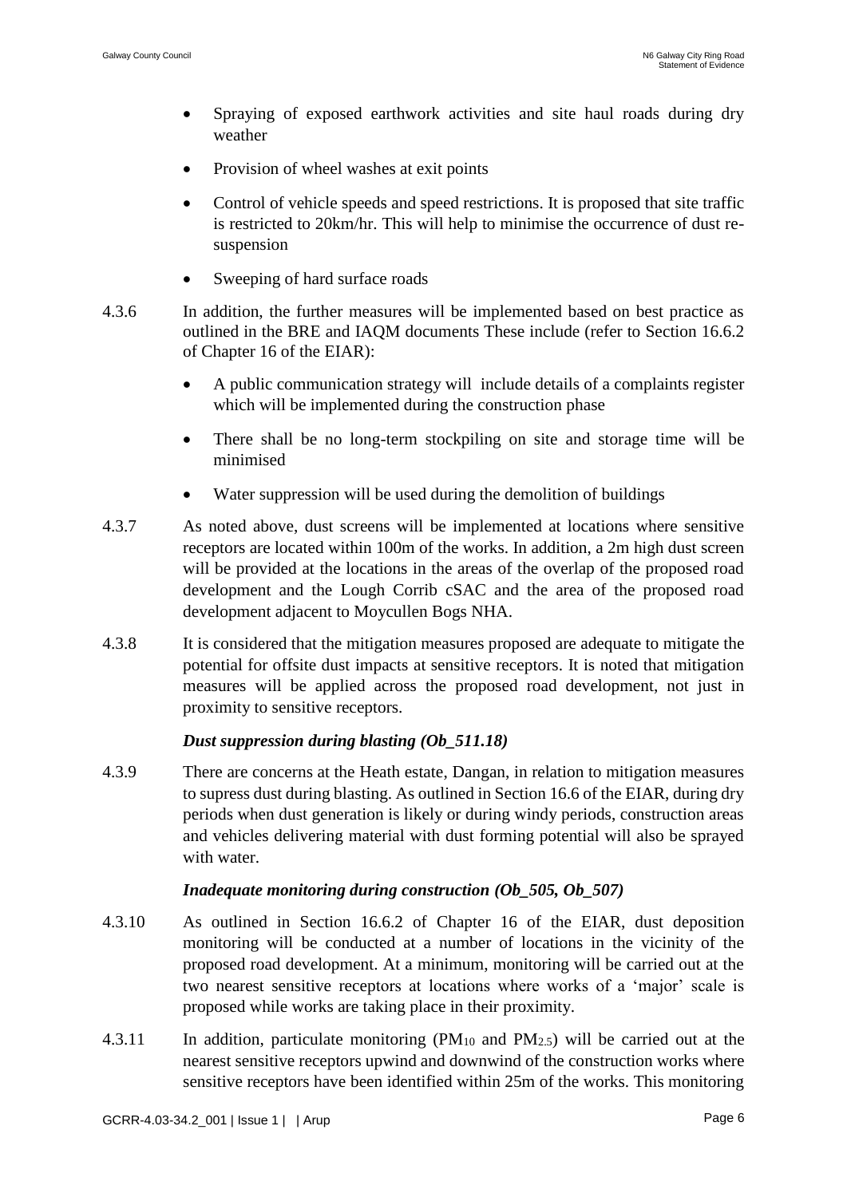- Spraying of exposed earthwork activities and site haul roads during dry weather
- Provision of wheel washes at exit points
- Control of vehicle speeds and speed restrictions. It is proposed that site traffic is restricted to 20km/hr. This will help to minimise the occurrence of dust re-suspension
- Sweeping of hard surface roads

4.3.6 In addition, the further measures will be implemented based on best practice as outlined in the BRE and IAQM documents These include (refer to Section 16.6.2 of Chapter 16 of the EIAR):

- A public communication strategy will include details of a complaints register which will be implemented during the construction phase
- There shall be no long-term stockpiling on site and storage time will be minimised
- Water suppression will be used during the demolition of buildings

4.3.7 As noted above, dust screens will be implemented at locations where sensitive receptors are located within 100m of the works. In addition, a 2m high dust screen will be provided at the locations in the areas of the overlap of the proposed road development and the Lough Corrib cSAC and the area of the proposed road development adjacent to Moycullen Bogs NHA.

4.3.8 It is considered that the mitigation measures proposed are adequate to mitigate the potential for offsite dust impacts at sensitive receptors. It is noted that mitigation measures will be applied across the proposed road development, not just in proximity to sensitive receptors.

***Dust suppression during blasting (Ob_511.18)***

4.3.9 There are concerns at the Heath estate, Dangan, in relation to mitigation measures to supress dust during blasting. As outlined in Section 16.6 of the EIAR, during dry periods when dust generation is likely or during windy periods, construction areas and vehicles delivering material with dust forming potential will also be sprayed with water.

***Inadequate monitoring during construction (Ob_505, Ob_507)***

4.3.10 As outlined in Section 16.6.2 of Chapter 16 of the EIAR, dust deposition monitoring will be conducted at a number of locations in the vicinity of the proposed road development. At a minimum, monitoring will be carried out at the two nearest sensitive receptors at locations where works of a 'major' scale is proposed while works are taking place in their proximity.

4.3.11 In addition, particulate monitoring ($PM_{10}$ and $PM_{2.5}$) will be carried out at the nearest sensitive receptors upwind and downwind of the construction works where sensitive receptors have been identified within 25m of the works. This monitoring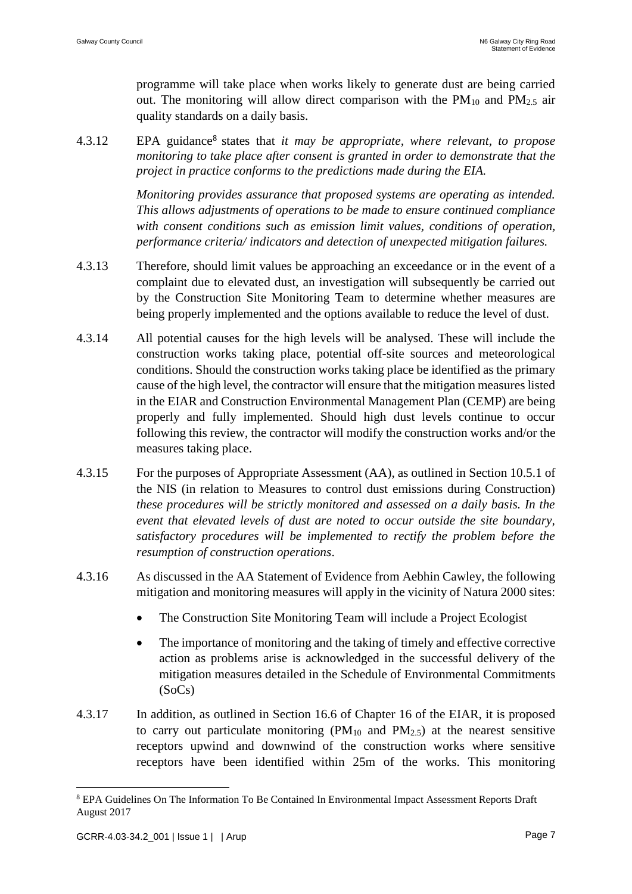programme will take place when works likely to generate dust are being carried out. The monitoring will allow direct comparison with the $PM_{10}$ and $PM_{2.5}$ air quality standards on a daily basis.

4.3.12 EPA guidance[8] states that *it may be appropriate, where relevant, to propose monitoring to take place after consent is granted in order to demonstrate that the project in practice conforms to the predictions made during the EIA.*

*Monitoring provides assurance that proposed systems are operating as intended. This allows adjustments of operations to be made to ensure continued compliance with consent conditions such as emission limit values, conditions of operation, performance criteria/ indicators and detection of unexpected mitigation failures.*

4.3.13 Therefore, should limit values be approaching an exceedance or in the event of a complaint due to elevated dust, an investigation will subsequently be carried out by the Construction Site Monitoring Team to determine whether measures are being properly implemented and the options available to reduce the level of dust.

4.3.14 All potential causes for the high levels will be analysed. These will include the construction works taking place, potential off-site sources and meteorological conditions. Should the construction works taking place be identified as the primary cause of the high level, the contractor will ensure that the mitigation measures listed in the EIAR and Construction Environmental Management Plan (CEMP) are being properly and fully implemented. Should high dust levels continue to occur following this review, the contractor will modify the construction works and/or the measures taking place.

4.3.15 For the purposes of Appropriate Assessment (AA), as outlined in Section 10.5.1 of the NIS (in relation to Measures to control dust emissions during Construction) *these procedures will be strictly monitored and assessed on a daily basis. In the event that elevated levels of dust are noted to occur outside the site boundary, satisfactory procedures will be implemented to rectify the problem before the resumption of construction operations*.

4.3.16 As discussed in the AA Statement of Evidence from Aebhin Cawley, the following mitigation and monitoring measures will apply in the vicinity of Natura 2000 sites:

- The Construction Site Monitoring Team will include a Project Ecologist
- The importance of monitoring and the taking of timely and effective corrective action as problems arise is acknowledged in the successful delivery of the mitigation measures detailed in the Schedule of Environmental Commitments (SoCs)

4.3.17 In addition, as outlined in Section 16.6 of Chapter 16 of the EIAR, it is proposed to carry out particulate monitoring ($PM_{10}$ and $PM_{2.5}$) at the nearest sensitive receptors upwind and downwind of the construction works where sensitive receptors have been identified within 25m of the works. This monitoring

---

[8] EPA Guidelines On The Information To Be Contained In Environmental Impact Assessment Reports Draft August 2017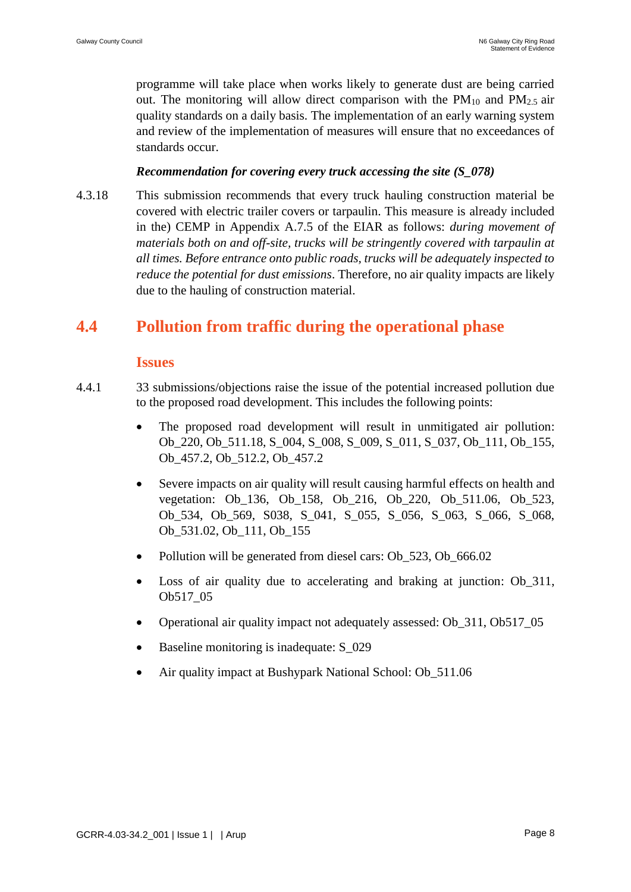programme will take place when works likely to generate dust are being carried out. The monitoring will allow direct comparison with the $PM_{10}$ and $PM_{2.5}$ air quality standards on a daily basis. The implementation of an early warning system and review of the implementation of measures will ensure that no exceedances of standards occur.

***Recommendation for covering every truck accessing the site (S_078)***

4.3.18 This submission recommends that every truck hauling construction material be covered with electric trailer covers or tarpaulin. This measure is already included in the) CEMP in Appendix A.7.5 of the EIAR as follows: *during movement of materials both on and off-site, trucks will be stringently covered with tarpaulin at all times. Before entrance onto public roads, trucks will be adequately inspected to reduce the potential for dust emissions*. Therefore, no air quality impacts are likely due to the hauling of construction material.

## 4.4 Pollution from traffic during the operational phase

### Issues

4.4.1 33 submissions/objections raise the issue of the potential increased pollution due to the proposed road development. This includes the following points:

- The proposed road development will result in unmitigated air pollution: Ob_220, Ob_511.18, S_004, S_008, S_009, S_011, S_037, Ob_111, Ob_155, Ob_457.2, Ob_512.2, Ob_457.2
- Severe impacts on air quality will result causing harmful effects on health and vegetation: Ob_136, Ob_158, Ob_216, Ob_220, Ob_511.06, Ob_523, Ob_534, Ob_569, S038, S_041, S_055, S_056, S_063, S_066, S_068, Ob_531.02, Ob_111, Ob_155
- Pollution will be generated from diesel cars: Ob_523, Ob_666.02
- Loss of air quality due to accelerating and braking at junction: Ob_311, Ob517_05
- Operational air quality impact not adequately assessed: Ob_311, Ob517_05
- Baseline monitoring is inadequate: S_029
- Air quality impact at Bushypark National School: Ob_511.06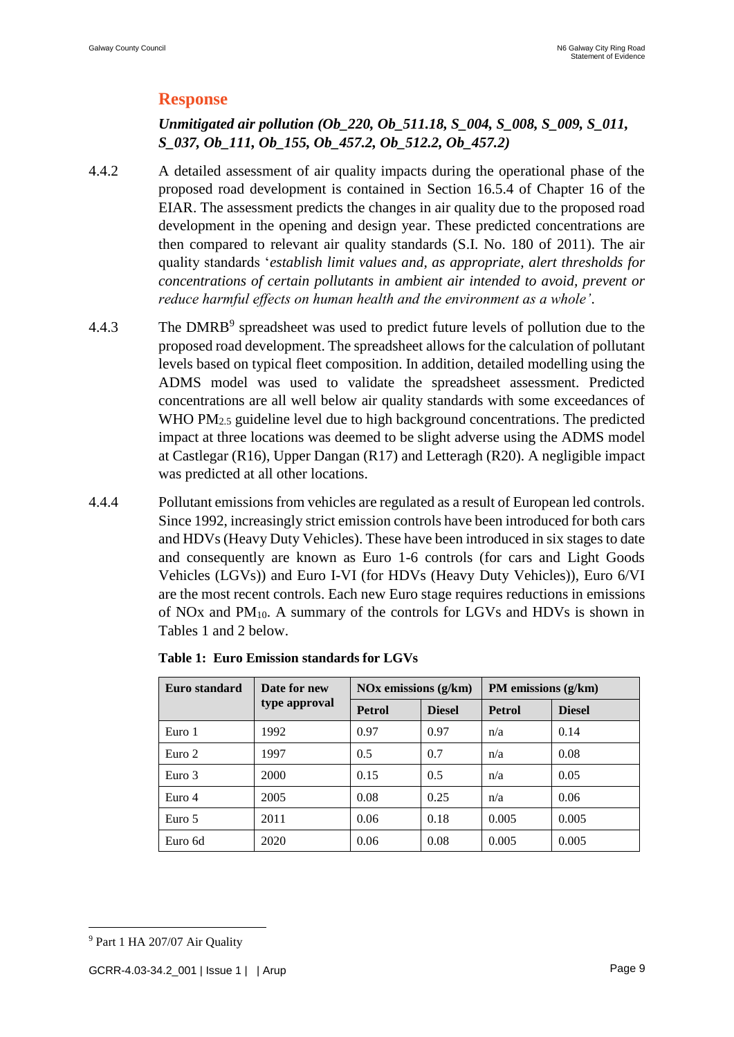## Response

***Unmitigated air pollution (Ob_220, Ob_511.18, S_004, S_008, S_009, S_011, S_037, Ob_111, Ob_155, Ob_457.2, Ob_512.2, Ob_457.2)***

4.4.2 A detailed assessment of air quality impacts during the operational phase of the proposed road development is contained in Section 16.5.4 of Chapter 16 of the EIAR. The assessment predicts the changes in air quality due to the proposed road development in the opening and design year. These predicted concentrations are then compared to relevant air quality standards (S.I. No. 180 of 2011). The air quality standards '*establish limit values and, as appropriate, alert thresholds for concentrations of certain pollutants in ambient air intended to avoid, prevent or reduce harmful effects on human health and the environment as a whole'*.

4.4.3 The DMRB[9] spreadsheet was used to predict future levels of pollution due to the proposed road development. The spreadsheet allows for the calculation of pollutant levels based on typical fleet composition. In addition, detailed modelling using the ADMS model was used to validate the spreadsheet assessment. Predicted concentrations are all well below air quality standards with some exceedances of WHO $PM_{2.5}$ guideline level due to high background concentrations. The predicted impact at three locations was deemed to be slight adverse using the ADMS model at Castlegar (R16), Upper Dangan (R17) and Letteragh (R20). A negligible impact was predicted at all other locations.

4.4.4 Pollutant emissions from vehicles are regulated as a result of European led controls. Since 1992, increasingly strict emission controls have been introduced for both cars and HDVs (Heavy Duty Vehicles). These have been introduced in six stages to date and consequently are known as Euro 1-6 controls (for cars and Light Goods Vehicles (LGVs)) and Euro I-VI (for HDVs (Heavy Duty Vehicles)), Euro 6/VI are the most recent controls. Each new Euro stage requires reductions in emissions of NOx and $PM_{10}$. A summary of the controls for LGVs and HDVs is shown in Tables 1 and 2 below.

**Table 1: Euro Emission standards for LGVs**

| Euro standard | Date for new type approval | NOx emissions (g/km) | | PM emissions (g/km) | |
|---|---|---|---|---|---|
| | | Petrol | Diesel | Petrol | Diesel |
| Euro 1 | 1992 | 0.97 | 0.97 | n/a | 0.14 |
| Euro 2 | 1997 | 0.5 | 0.7 | n/a | 0.08 |
| Euro 3 | 2000 | 0.15 | 0.5 | n/a | 0.05 |
| Euro 4 | 2005 | 0.08 | 0.25 | n/a | 0.06 |
| Euro 5 | 2011 | 0.06 | 0.18 | 0.005 | 0.005 |
| Euro 6d | 2020 | 0.06 | 0.08 | 0.005 | 0.005 |

[9] Part 1 HA 207/07 Air Quality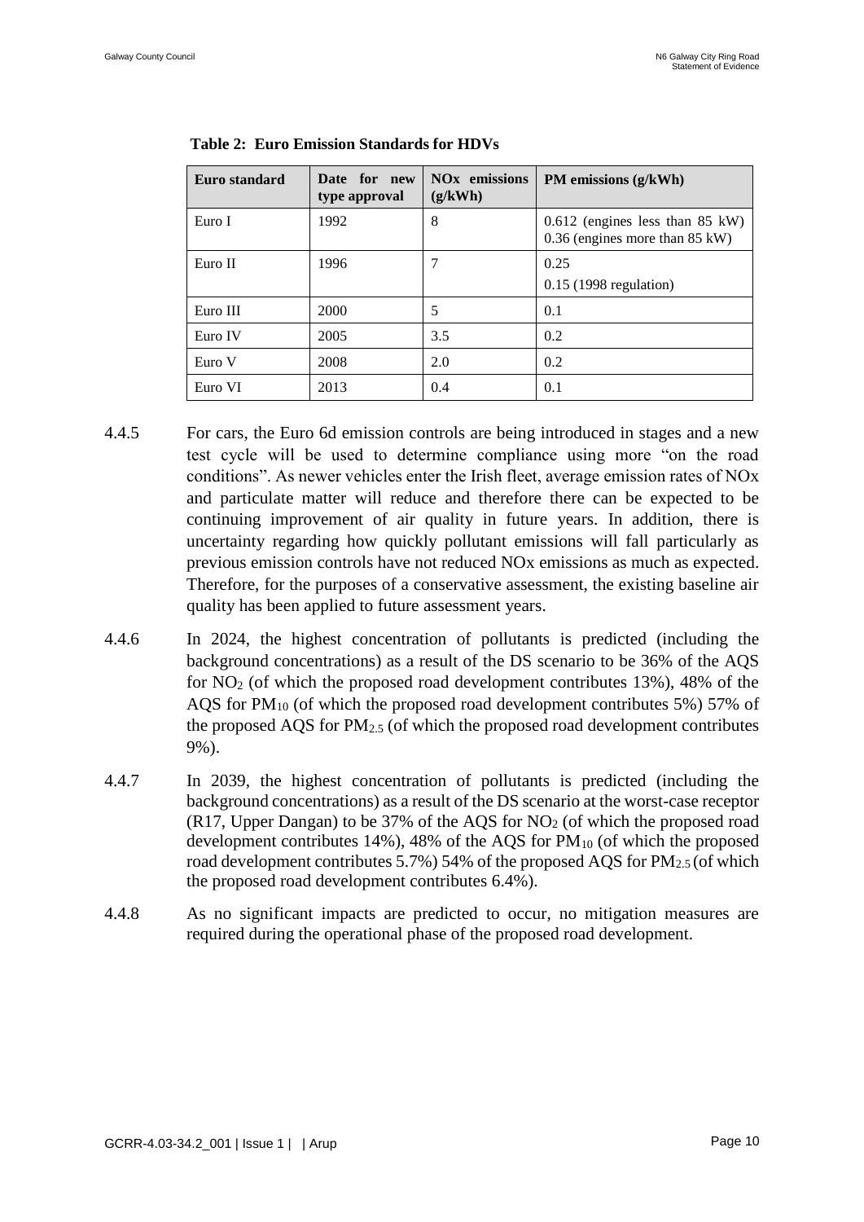**Table 2: Euro Emission Standards for HDVs**

| Euro standard | Date for new type approval | NOx emissions (g/kWh) | PM emissions (g/kWh) |
|---|---|---|---|
| Euro I | 1992 | 8 | 0.612 (engines less than 85 kW) 0.36 (engines more than 85 kW) |
| Euro II | 1996 | 7 | 0.25<br>0.15 (1998 regulation) |
| Euro III | 2000 | 5 | 0.1 |
| Euro IV | 2005 | 3.5 | 0.2 |
| Euro V | 2008 | 2.0 | 0.2 |
| Euro VI | 2013 | 0.4 | 0.1 |

4.4.5 For cars, the Euro 6d emission controls are being introduced in stages and a new test cycle will be used to determine compliance using more "on the road conditions". As newer vehicles enter the Irish fleet, average emission rates of NOx and particulate matter will reduce and therefore there can be expected to be continuing improvement of air quality in future years. In addition, there is uncertainty regarding how quickly pollutant emissions will fall particularly as previous emission controls have not reduced NOx emissions as much as expected. Therefore, for the purposes of a conservative assessment, the existing baseline air quality has been applied to future assessment years.

4.4.6 In 2024, the highest concentration of pollutants is predicted (including the background concentrations) as a result of the DS scenario to be 36% of the AQS for $NO_2$ (of which the proposed road development contributes 13%), 48% of the AQS for $PM_{10}$ (of which the proposed road development contributes 5%) 57% of the proposed AQS for $PM_{2.5}$ (of which the proposed road development contributes 9%).

4.4.7 In 2039, the highest concentration of pollutants is predicted (including the background concentrations) as a result of the DS scenario at the worst-case receptor (R17, Upper Dangan) to be 37% of the AQS for $NO_2$ (of which the proposed road development contributes 14%), 48% of the AQS for $PM_{10}$ (of which the proposed road development contributes 5.7%) 54% of the proposed AQS for $PM_{2.5}$ (of which the proposed road development contributes 6.4%).

4.4.8 As no significant impacts are predicted to occur, no mitigation measures are required during the operational phase of the proposed road development.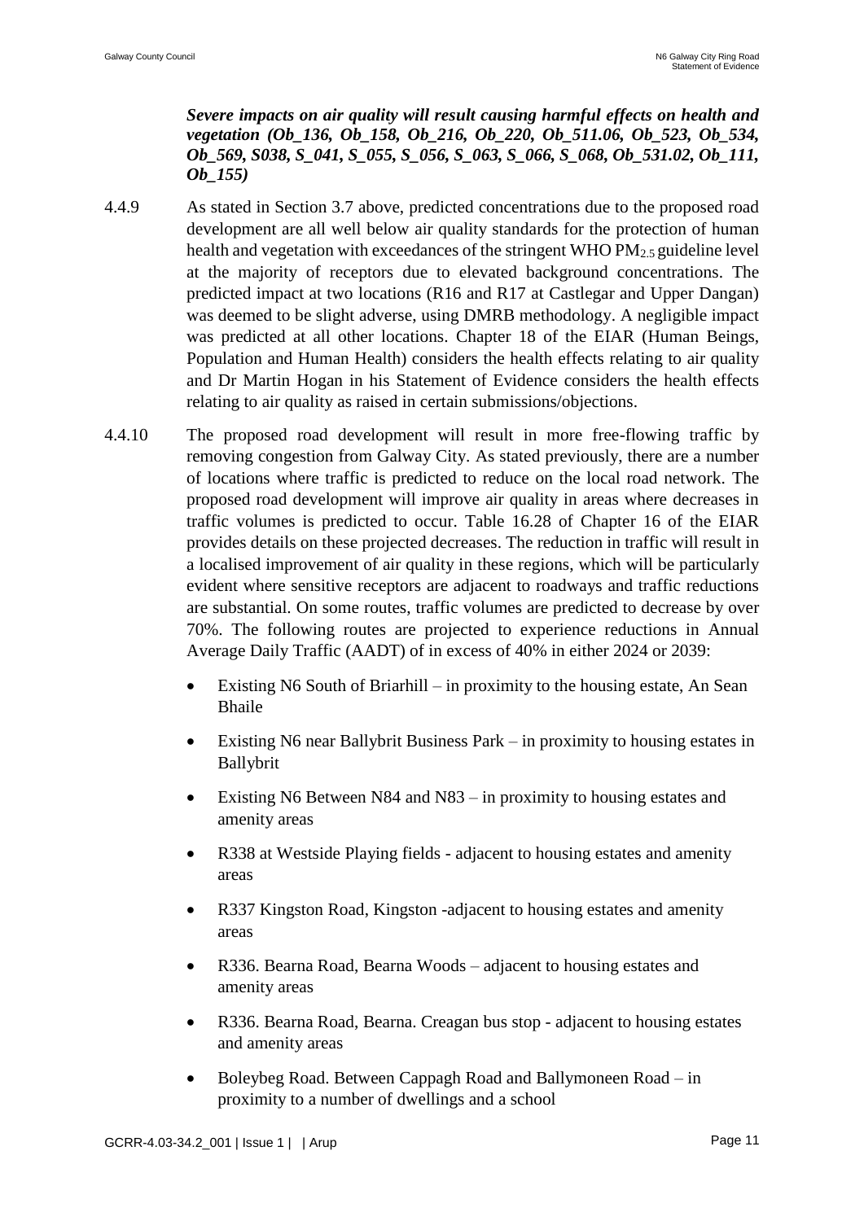***Severe impacts on air quality will result causing harmful effects on health and vegetation (Ob_136, Ob_158, Ob_216, Ob_220, Ob_511.06, Ob_523, Ob_534, Ob_569, S038, S_041, S_055, S_056, S_063, S_066, S_068, Ob_531.02, Ob_111, Ob_155)***

4.4.9 As stated in Section 3.7 above, predicted concentrations due to the proposed road development are all well below air quality standards for the protection of human health and vegetation with exceedances of the stringent WHO $PM_{2.5}$ guideline level at the majority of receptors due to elevated background concentrations. The predicted impact at two locations (R16 and R17 at Castlegar and Upper Dangan) was deemed to be slight adverse, using DMRB methodology. A negligible impact was predicted at all other locations. Chapter 18 of the EIAR (Human Beings, Population and Human Health) considers the health effects relating to air quality and Dr Martin Hogan in his Statement of Evidence considers the health effects relating to air quality as raised in certain submissions/objections.

4.4.10 The proposed road development will result in more free-flowing traffic by removing congestion from Galway City. As stated previously, there are a number of locations where traffic is predicted to reduce on the local road network. The proposed road development will improve air quality in areas where decreases in traffic volumes is predicted to occur. Table 16.28 of Chapter 16 of the EIAR provides details on these projected decreases. The reduction in traffic will result in a localised improvement of air quality in these regions, which will be particularly evident where sensitive receptors are adjacent to roadways and traffic reductions are substantial. On some routes, traffic volumes are predicted to decrease by over 70%. The following routes are projected to experience reductions in Annual Average Daily Traffic (AADT) of in excess of 40% in either 2024 or 2039:

- Existing N6 South of Briarhill – in proximity to the housing estate, An Sean Bhaile
- Existing N6 near Ballybrit Business Park – in proximity to housing estates in Ballybrit
- Existing N6 Between N84 and N83 – in proximity to housing estates and amenity areas
- R338 at Westside Playing fields - adjacent to housing estates and amenity areas
- R337 Kingston Road, Kingston -adjacent to housing estates and amenity areas
- R336. Bearna Road, Bearna Woods – adjacent to housing estates and amenity areas
- R336. Bearna Road, Bearna. Creagan bus stop - adjacent to housing estates and amenity areas
- Boleybeg Road. Between Cappagh Road and Ballymoneen Road – in proximity to a number of dwellings and a school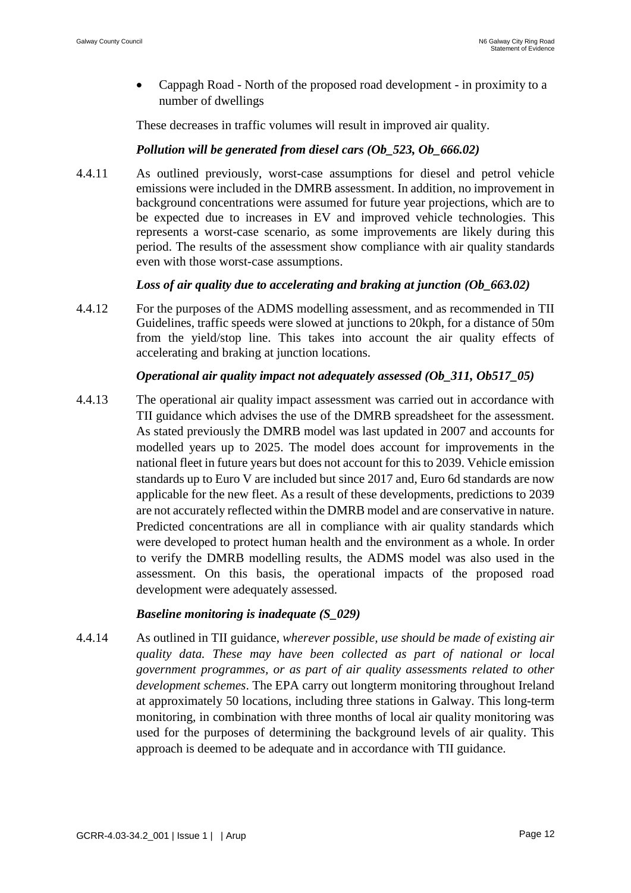- Cappagh Road - North of the proposed road development - in proximity to a number of dwellings

These decreases in traffic volumes will result in improved air quality.

***Pollution will be generated from diesel cars (Ob_523, Ob_666.02)***

4.4.11 As outlined previously, worst-case assumptions for diesel and petrol vehicle emissions were included in the DMRB assessment. In addition, no improvement in background concentrations were assumed for future year projections, which are to be expected due to increases in EV and improved vehicle technologies. This represents a worst-case scenario, as some improvements are likely during this period. The results of the assessment show compliance with air quality standards even with those worst-case assumptions.

***Loss of air quality due to accelerating and braking at junction (Ob_663.02)***

4.4.12 For the purposes of the ADMS modelling assessment, and as recommended in TII Guidelines, traffic speeds were slowed at junctions to 20kph, for a distance of 50m from the yield/stop line. This takes into account the air quality effects of accelerating and braking at junction locations.

***Operational air quality impact not adequately assessed (Ob_311, Ob517_05)***

4.4.13 The operational air quality impact assessment was carried out in accordance with TII guidance which advises the use of the DMRB spreadsheet for the assessment. As stated previously the DMRB model was last updated in 2007 and accounts for modelled years up to 2025. The model does account for improvements in the national fleet in future years but does not account for this to 2039. Vehicle emission standards up to Euro V are included but since 2017 and, Euro 6d standards are now applicable for the new fleet. As a result of these developments, predictions to 2039 are not accurately reflected within the DMRB model and are conservative in nature. Predicted concentrations are all in compliance with air quality standards which were developed to protect human health and the environment as a whole. In order to verify the DMRB modelling results, the ADMS model was also used in the assessment. On this basis, the operational impacts of the proposed road development were adequately assessed.

***Baseline monitoring is inadequate (S_029)***

4.4.14 As outlined in TII guidance, *wherever possible, use should be made of existing air quality data. These may have been collected as part of national or local government programmes, or as part of air quality assessments related to other development schemes*. The EPA carry out longterm monitoring throughout Ireland at approximately 50 locations, including three stations in Galway. This long-term monitoring, in combination with three months of local air quality monitoring was used for the purposes of determining the background levels of air quality. This approach is deemed to be adequate and in accordance with TII guidance.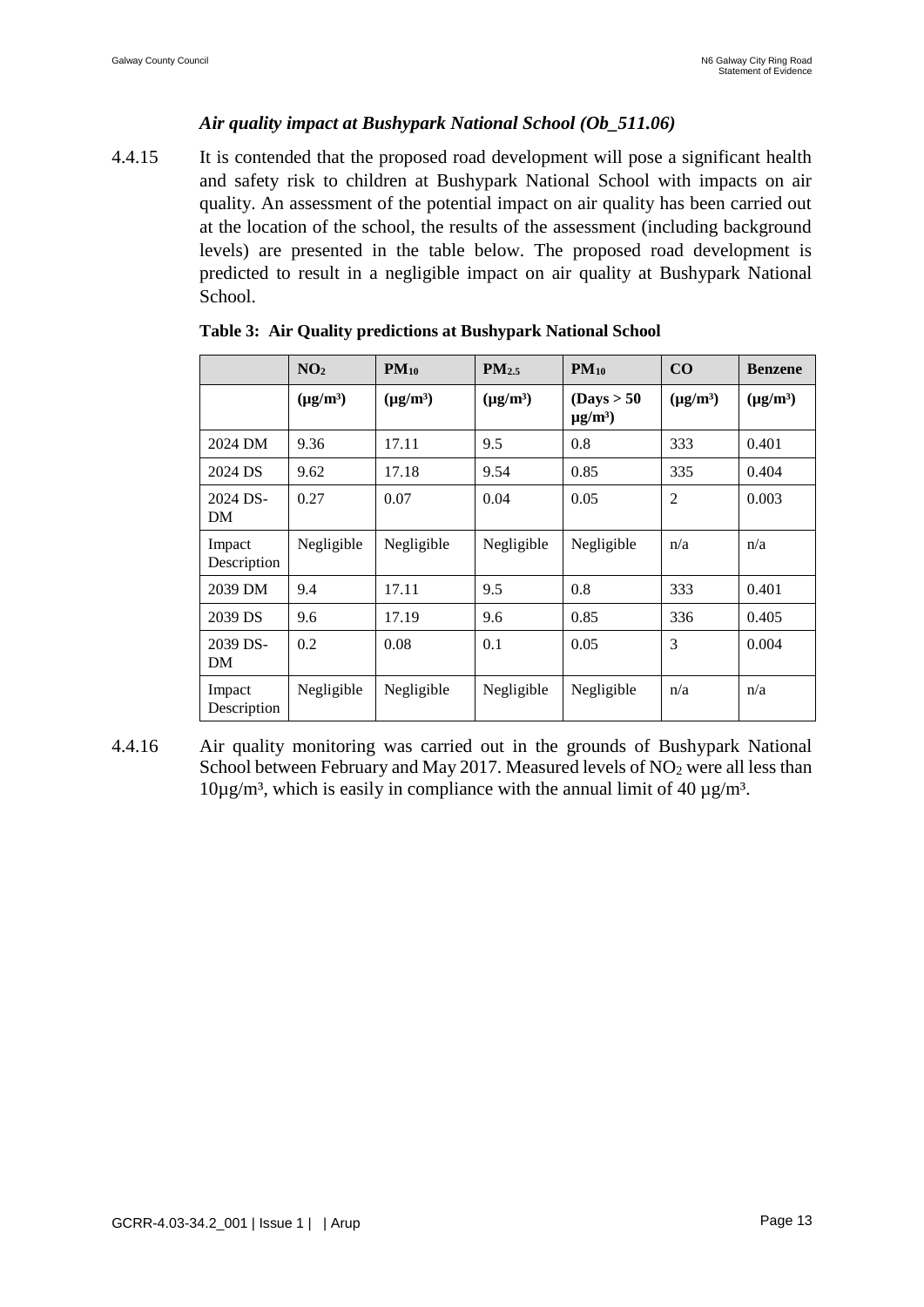### *Air quality impact at Bushypark National School (Ob_511.06)*

4.4.15 It is contended that the proposed road development will pose a significant health and safety risk to children at Bushypark National School with impacts on air quality. An assessment of the potential impact on air quality has been carried out at the location of the school, the results of the assessment (including background levels) are presented in the table below. The proposed road development is predicted to result in a negligible impact on air quality at Bushypark National School.

**Table 3: Air Quality predictions at Bushypark National School**

| | $NO_2$ | $PM_{10}$ | $PM_{2.5}$ | $PM_{10}$ | CO | Benzene |
|---|---|---|---|---|---|---|
| | **(µg/m³)** | **(µg/m³)** | **(µg/m³)** | **(Days > 50 µg/m³)** | **(µg/m³)** | **(µg/m³)** |
| 2024 DM | 9.36 | 17.11 | 9.5 | 0.8 | 333 | 0.401 |
| 2024 DS | 9.62 | 17.18 | 9.54 | 0.85 | 335 | 0.404 |
| 2024 DS-DM | 0.27 | 0.07 | 0.04 | 0.05 | 2 | 0.003 |
| Impact Description | Negligible | Negligible | Negligible | Negligible | n/a | n/a |
| 2039 DM | 9.4 | 17.11 | 9.5 | 0.8 | 333 | 0.401 |
| 2039 DS | 9.6 | 17.19 | 9.6 | 0.85 | 336 | 0.405 |
| 2039 DS-DM | 0.2 | 0.08 | 0.1 | 0.05 | 3 | 0.004 |
| Impact Description | Negligible | Negligible | Negligible | Negligible | n/a | n/a |

4.4.16 Air quality monitoring was carried out in the grounds of Bushypark National School between February and May 2017. Measured levels of $NO_2$ were all less than 10µg/m³, which is easily in compliance with the annual limit of 40 µg/m³.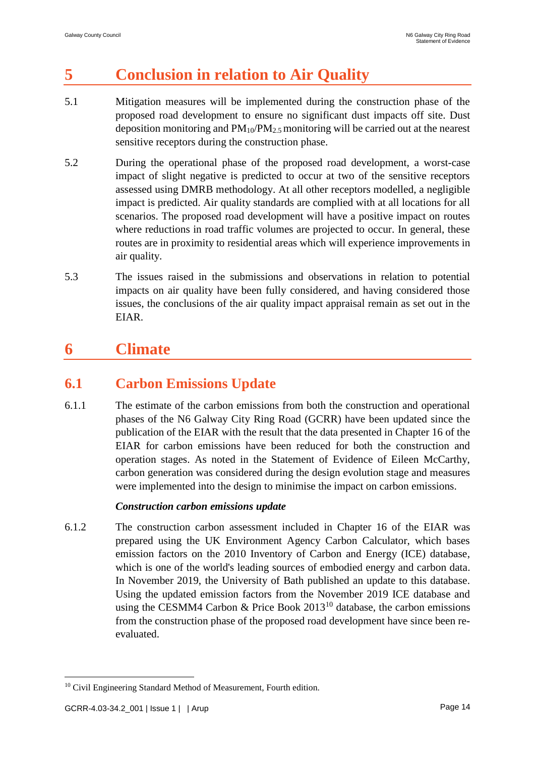# 5 Conclusion in relation to Air Quality

5.1 Mitigation measures will be implemented during the construction phase of the proposed road development to ensure no significant dust impacts off site. Dust deposition monitoring and $PM_{10}$/$PM_{2.5}$ monitoring will be carried out at the nearest sensitive receptors during the construction phase.

5.2 During the operational phase of the proposed road development, a worst-case impact of slight negative is predicted to occur at two of the sensitive receptors assessed using DMRB methodology. At all other receptors modelled, a negligible impact is predicted. Air quality standards are complied with at all locations for all scenarios. The proposed road development will have a positive impact on routes where reductions in road traffic volumes are projected to occur. In general, these routes are in proximity to residential areas which will experience improvements in air quality.

5.3 The issues raised in the submissions and observations in relation to potential impacts on air quality have been fully considered, and having considered those issues, the conclusions of the air quality impact appraisal remain as set out in the EIAR.

# 6 Climate

## 6.1 Carbon Emissions Update

6.1.1 The estimate of the carbon emissions from both the construction and operational phases of the N6 Galway City Ring Road (GCRR) have been updated since the publication of the EIAR with the result that the data presented in Chapter 16 of the EIAR for carbon emissions have been reduced for both the construction and operation stages. As noted in the Statement of Evidence of Eileen McCarthy, carbon generation was considered during the design evolution stage and measures were implemented into the design to minimise the impact on carbon emissions.

***Construction carbon emissions update***

6.1.2 The construction carbon assessment included in Chapter 16 of the EIAR was prepared using the UK Environment Agency Carbon Calculator, which bases emission factors on the 2010 Inventory of Carbon and Energy (ICE) database, which is one of the world's leading sources of embodied energy and carbon data. In November 2019, the University of Bath published an update to this database. Using the updated emission factors from the November 2019 ICE database and using the CESMM4 Carbon & Price Book 2013[10] database, the carbon emissions from the construction phase of the proposed road development have since been re-evaluated.

[10] Civil Engineering Standard Method of Measurement, Fourth edition.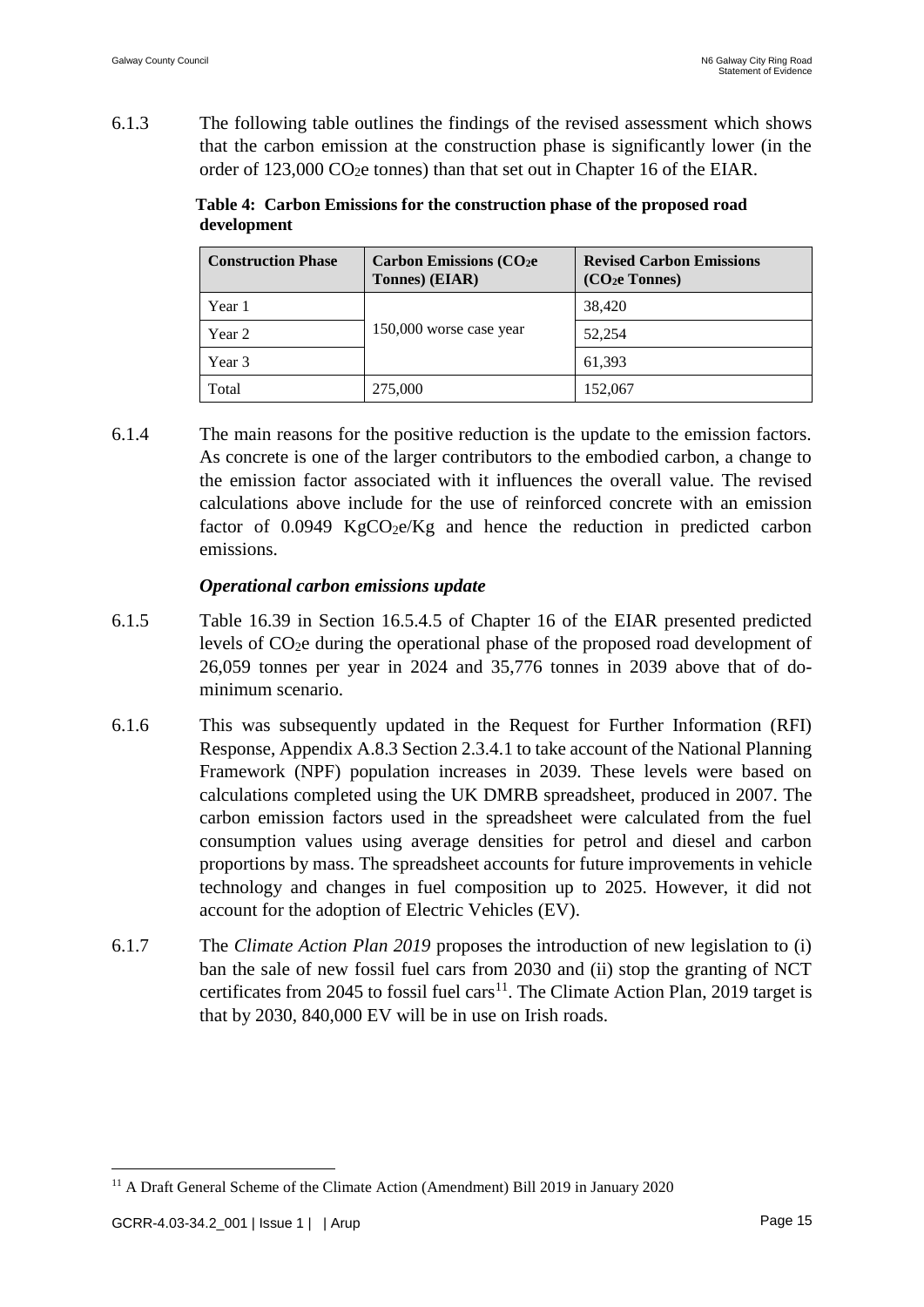6.1.3 The following table outlines the findings of the revised assessment which shows that the carbon emission at the construction phase is significantly lower (in the order of 123,000 $CO_2e$ tonnes) than that set out in Chapter 16 of the EIAR.

**Table 4: Carbon Emissions for the construction phase of the proposed road development**

| Construction Phase | Carbon Emissions ($CO_2e$ Tonnes) (EIAR) | Revised Carbon Emissions ($CO_2e$ Tonnes) |
|---|---|---|
| Year 1 | 150,000 worse case year | 38,420 |
| Year 2 | | 52,254 |
| Year 3 | | 61,393 |
| Total | 275,000 | 152,067 |

6.1.4 The main reasons for the positive reduction is the update to the emission factors. As concrete is one of the larger contributors to the embodied carbon, a change to the emission factor associated with it influences the overall value. The revised calculations above include for the use of reinforced concrete with an emission factor of 0.0949 $KgCO_2e/Kg$ and hence the reduction in predicted carbon emissions.

***Operational carbon emissions update***

6.1.5 Table 16.39 in Section 16.5.4.5 of Chapter 16 of the EIAR presented predicted levels of $CO_2e$ during the operational phase of the proposed road development of 26,059 tonnes per year in 2024 and 35,776 tonnes in 2039 above that of do-minimum scenario.

6.1.6 This was subsequently updated in the Request for Further Information (RFI) Response, Appendix A.8.3 Section 2.3.4.1 to take account of the National Planning Framework (NPF) population increases in 2039. These levels were based on calculations completed using the UK DMRB spreadsheet, produced in 2007. The carbon emission factors used in the spreadsheet were calculated from the fuel consumption values using average densities for petrol and diesel and carbon proportions by mass. The spreadsheet accounts for future improvements in vehicle technology and changes in fuel composition up to 2025. However, it did not account for the adoption of Electric Vehicles (EV).

6.1.7 The *Climate Action Plan 2019* proposes the introduction of new legislation to (i) ban the sale of new fossil fuel cars from 2030 and (ii) stop the granting of NCT certificates from 2045 to fossil fuel cars[11]. The Climate Action Plan, 2019 target is that by 2030, 840,000 EV will be in use on Irish roads.

[11] A Draft General Scheme of the Climate Action (Amendment) Bill 2019 in January 2020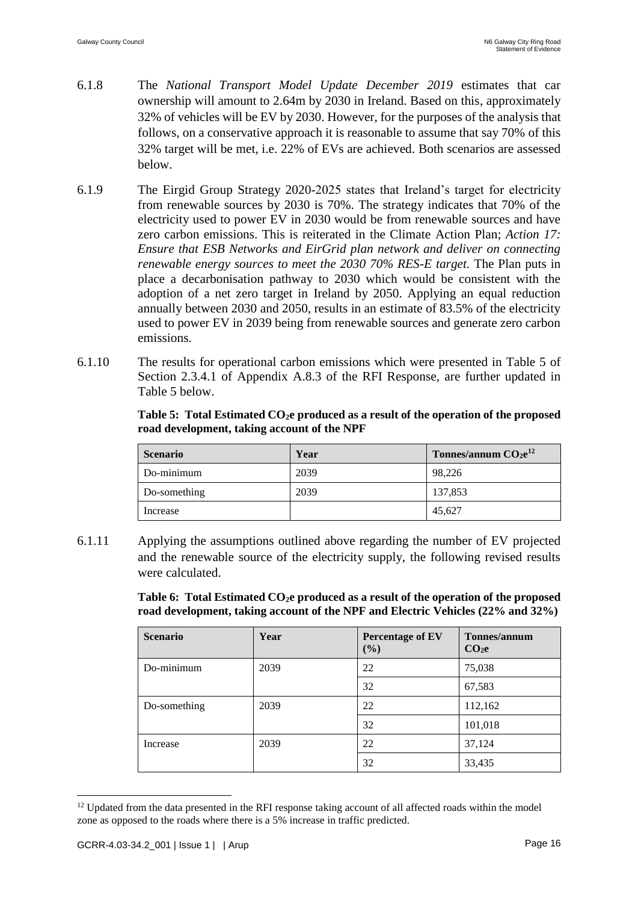6.1.8 The *National Transport Model Update December 2019* estimates that car ownership will amount to 2.64m by 2030 in Ireland. Based on this, approximately 32% of vehicles will be EV by 2030. However, for the purposes of the analysis that follows, on a conservative approach it is reasonable to assume that say 70% of this 32% target will be met, i.e. 22% of EVs are achieved. Both scenarios are assessed below.

6.1.9 The Eirgid Group Strategy 2020-2025 states that Ireland's target for electricity from renewable sources by 2030 is 70%. The strategy indicates that 70% of the electricity used to power EV in 2030 would be from renewable sources and have zero carbon emissions. This is reiterated in the Climate Action Plan; *Action 17: Ensure that ESB Networks and EirGrid plan network and deliver on connecting renewable energy sources to meet the 2030 70% RES-E target.* The Plan puts in place a decarbonisation pathway to 2030 which would be consistent with the adoption of a net zero target in Ireland by 2050. Applying an equal reduction annually between 2030 and 2050, results in an estimate of 83.5% of the electricity used to power EV in 2039 being from renewable sources and generate zero carbon emissions.

6.1.10 The results for operational carbon emissions which were presented in Table 5 of Section 2.3.4.1 of Appendix A.8.3 of the RFI Response, are further updated in Table 5 below.

**Table 5: Total Estimated $CO_2e$ produced as a result of the operation of the proposed road development, taking account of the NPF**

| Scenario | Year | Tonnes/annum $CO_2e$[12] |
|---|---|---|
| Do-minimum | 2039 | 98,226 |
| Do-something | 2039 | 137,853 |
| Increase | | 45,627 |

6.1.11 Applying the assumptions outlined above regarding the number of EV projected and the renewable source of the electricity supply, the following revised results were calculated.

**Table 6: Total Estimated $CO_2e$ produced as a result of the operation of the proposed road development, taking account of the NPF and Electric Vehicles (22% and 32%)**

| Scenario | Year | Percentage of EV (%) | Tonnes/annum $CO_2e$ |
|---|---|---|---|
| Do-minimum | 2039 | 22 | 75,038 |
| | | 32 | 67,583 |
| Do-something | 2039 | 22 | 112,162 |
| | | 32 | 101,018 |
| Increase | 2039 | 22 | 37,124 |
| | | 32 | 33,435 |

[12] Updated from the data presented in the RFI response taking account of all affected roads within the model zone as opposed to the roads where there is a 5% increase in traffic predicted.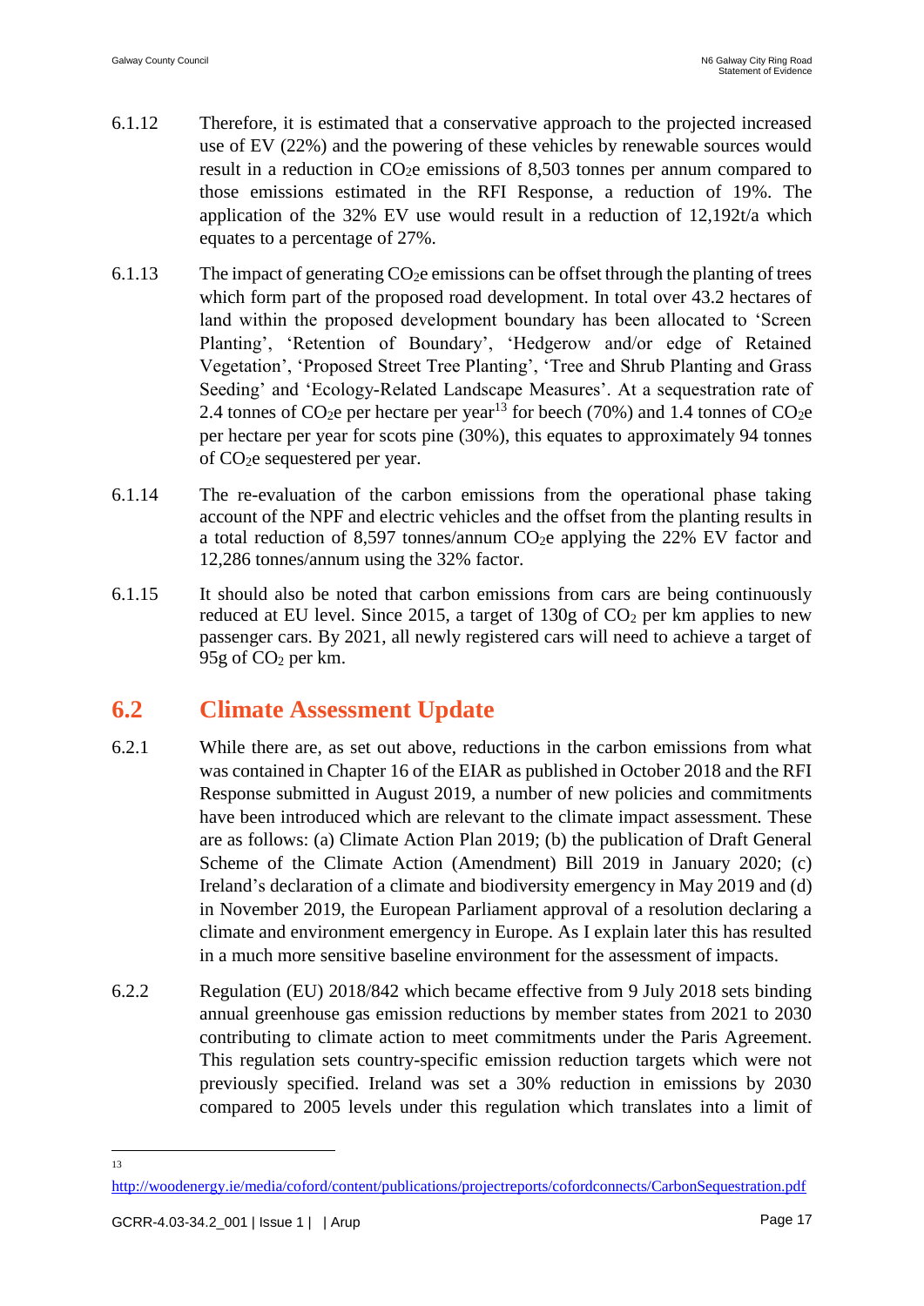6.1.12 Therefore, it is estimated that a conservative approach to the projected increased use of EV (22%) and the powering of these vehicles by renewable sources would result in a reduction in $CO_2e$ emissions of 8,503 tonnes per annum compared to those emissions estimated in the RFI Response, a reduction of 19%. The application of the 32% EV use would result in a reduction of 12,192t/a which equates to a percentage of 27%.

6.1.13 The impact of generating $CO_2e$ emissions can be offset through the planting of trees which form part of the proposed road development. In total over 43.2 hectares of land within the proposed development boundary has been allocated to 'Screen Planting', 'Retention of Boundary', 'Hedgerow and/or edge of Retained Vegetation', 'Proposed Street Tree Planting', 'Tree and Shrub Planting and Grass Seeding' and 'Ecology-Related Landscape Measures'. At a sequestration rate of 2.4 tonnes of $CO_2e$ per hectare per year[13] for beech (70%) and 1.4 tonnes of $CO_2e$ per hectare per year for scots pine (30%), this equates to approximately 94 tonnes of $CO_2e$ sequestered per year.

6.1.14 The re-evaluation of the carbon emissions from the operational phase taking account of the NPF and electric vehicles and the offset from the planting results in a total reduction of 8,597 tonnes/annum $CO_2e$ applying the 22% EV factor and 12,286 tonnes/annum using the 32% factor.

6.1.15 It should also be noted that carbon emissions from cars are being continuously reduced at EU level. Since 2015, a target of 130g of $CO_2$ per km applies to new passenger cars. By 2021, all newly registered cars will need to achieve a target of 95g of $CO_2$ per km.

## 6.2 Climate Assessment Update

6.2.1 While there are, as set out above, reductions in the carbon emissions from what was contained in Chapter 16 of the EIAR as published in October 2018 and the RFI Response submitted in August 2019, a number of new policies and commitments have been introduced which are relevant to the climate impact assessment. These are as follows: (a) Climate Action Plan 2019; (b) the publication of Draft General Scheme of the Climate Action (Amendment) Bill 2019 in January 2020; (c) Ireland's declaration of a climate and biodiversity emergency in May 2019 and (d) in November 2019, the European Parliament approval of a resolution declaring a climate and environment emergency in Europe. As I explain later this has resulted in a much more sensitive baseline environment for the assessment of impacts.

6.2.2 Regulation (EU) 2018/842 which became effective from 9 July 2018 sets binding annual greenhouse gas emission reductions by member states from 2021 to 2030 contributing to climate action to meet commitments under the Paris Agreement. This regulation sets country-specific emission reduction targets which were not previously specified. Ireland was set a 30% reduction in emissions by 2030 compared to 2005 levels under this regulation which translates into a limit of

---

[13] http://woodenergy.ie/media/coford/content/publications/projectreports/cofordconnects/CarbonSequestration.pdf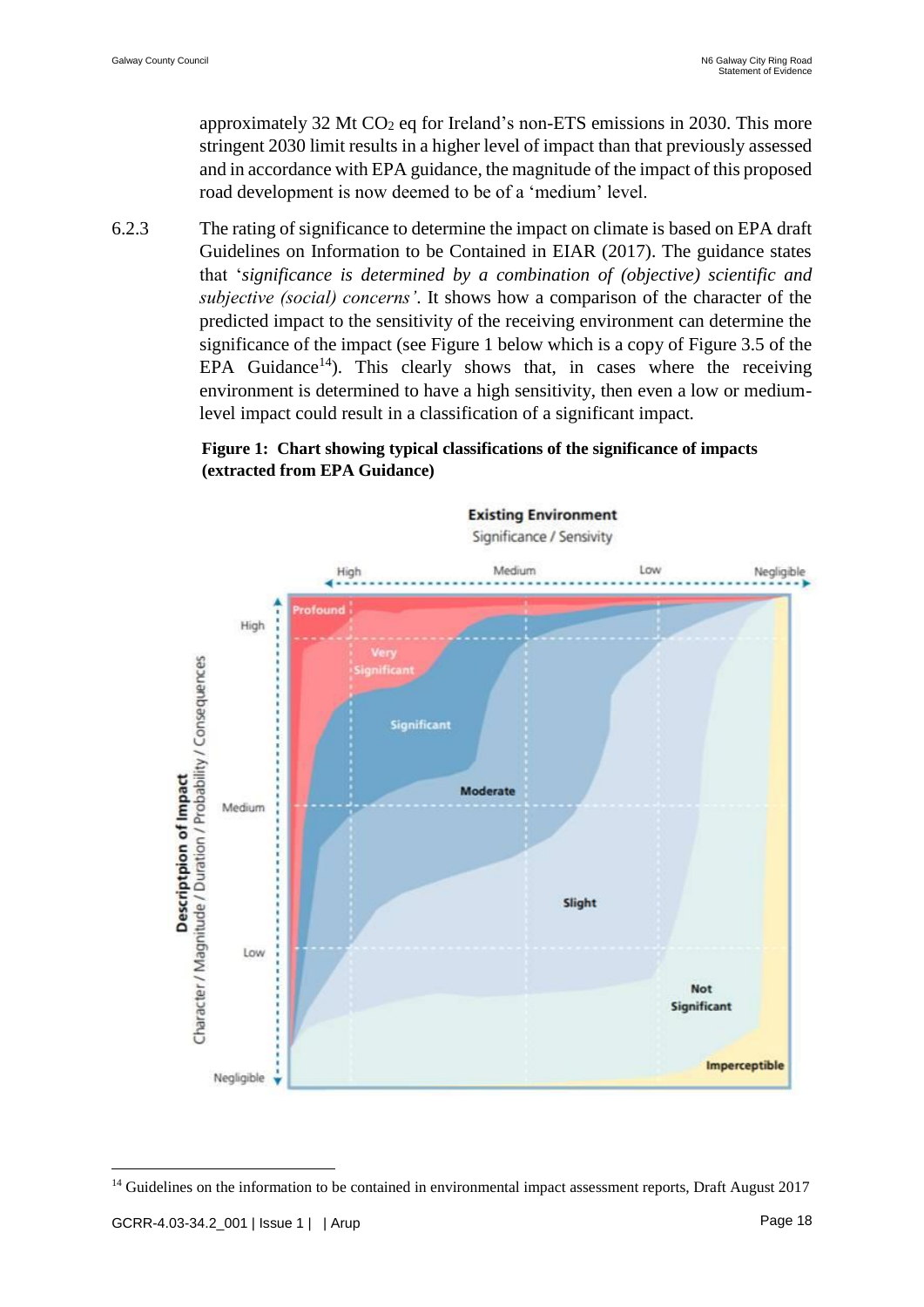approximately 32 Mt $CO_2$ eq for Ireland's non-ETS emissions in 2030. This more stringent 2030 limit results in a higher level of impact than that previously assessed and in accordance with EPA guidance, the magnitude of the impact of this proposed road development is now deemed to be of a 'medium' level.

6.2.3 The rating of significance to determine the impact on climate is based on EPA draft Guidelines on Information to be Contained in EIAR (2017). The guidance states that '*significance is determined by a combination of (objective) scientific and subjective (social) concerns'*. It shows how a comparison of the character of the predicted impact to the sensitivity of the receiving environment can determine the significance of the impact (see Figure 1 below which is a copy of Figure 3.5 of the EPA Guidance[14]). This clearly shows that, in cases where the receiving environment is determined to have a high sensitivity, then even a low or medium-level impact could result in a classification of a significant impact.

**Figure 1: Chart showing typical classifications of the significance of impacts (extracted from EPA Guidance)**

[14] Guidelines on the information to be contained in environmental impact assessment reports, Draft August 2017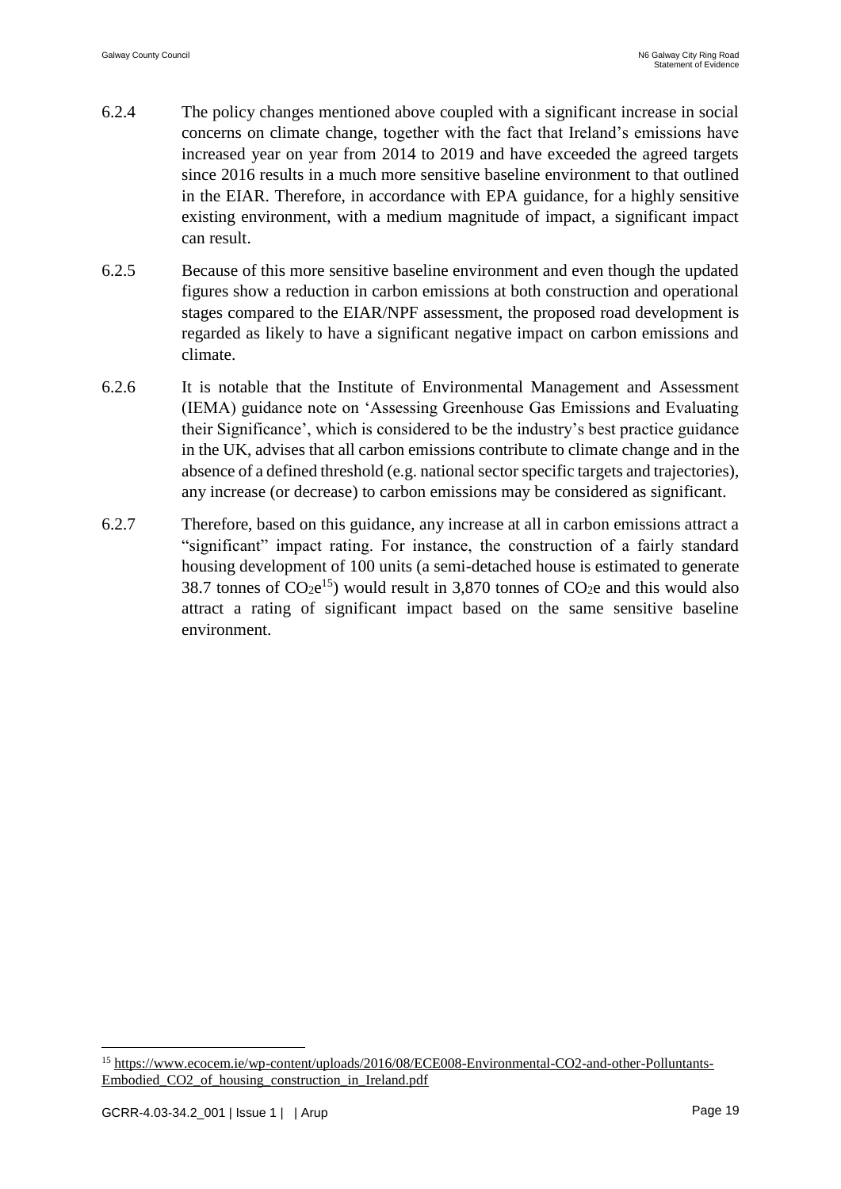6.2.4 The policy changes mentioned above coupled with a significant increase in social concerns on climate change, together with the fact that Ireland's emissions have increased year on year from 2014 to 2019 and have exceeded the agreed targets since 2016 results in a much more sensitive baseline environment to that outlined in the EIAR. Therefore, in accordance with EPA guidance, for a highly sensitive existing environment, with a medium magnitude of impact, a significant impact can result.

6.2.5 Because of this more sensitive baseline environment and even though the updated figures show a reduction in carbon emissions at both construction and operational stages compared to the EIAR/NPF assessment, the proposed road development is regarded as likely to have a significant negative impact on carbon emissions and climate.

6.2.6 It is notable that the Institute of Environmental Management and Assessment (IEMA) guidance note on 'Assessing Greenhouse Gas Emissions and Evaluating their Significance', which is considered to be the industry's best practice guidance in the UK, advises that all carbon emissions contribute to climate change and in the absence of a defined threshold (e.g. national sector specific targets and trajectories), any increase (or decrease) to carbon emissions may be considered as significant.

6.2.7 Therefore, based on this guidance, any increase at all in carbon emissions attract a "significant" impact rating. For instance, the construction of a fairly standard housing development of 100 units (a semi-detached house is estimated to generate 38.7 tonnes of $CO_2e$[15]) would result in 3,870 tonnes of $CO_2e$ and this would also attract a rating of significant impact based on the same sensitive baseline environment.

---

[15] https://www.ecocem.ie/wp-content/uploads/2016/08/ECE008-Environmental-CO2-and-other-Polluntants-Embodied_CO2_of_housing_construction_in_Ireland.pdf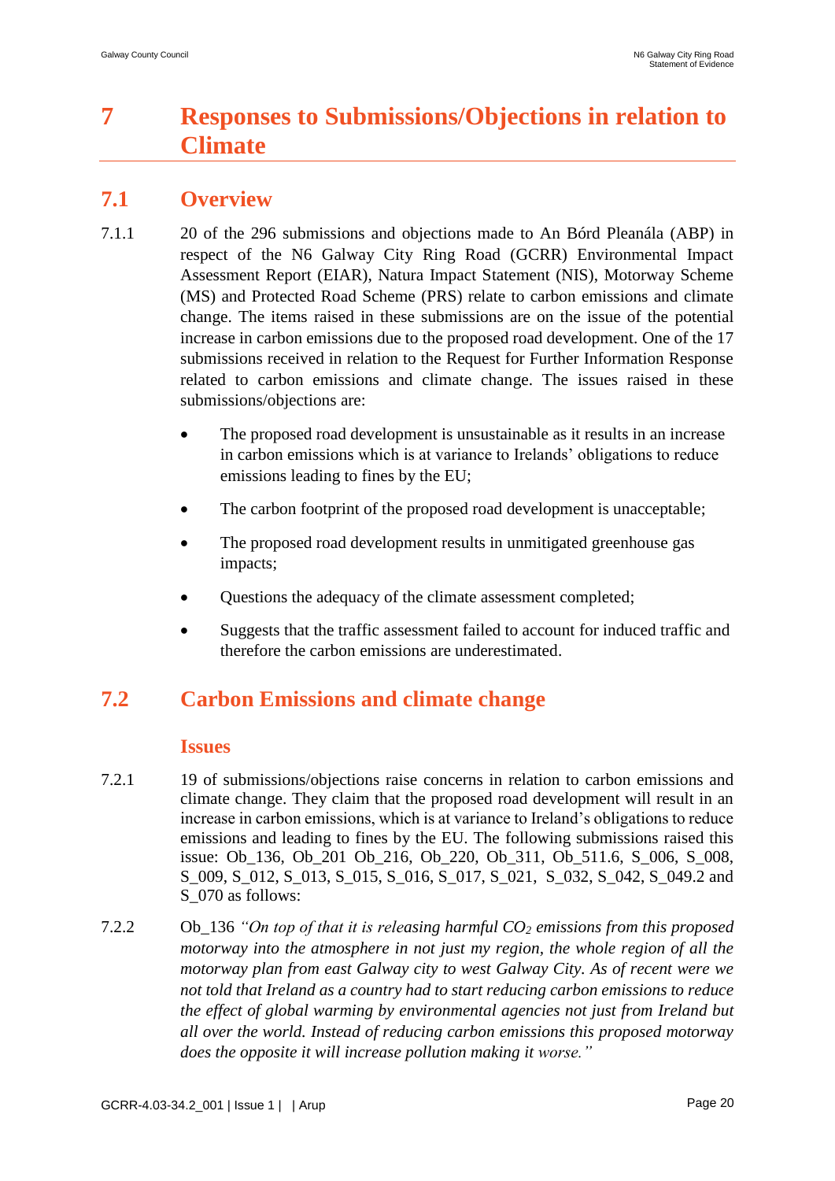# 7 Responses to Submissions/Objections in relation to Climate

## 7.1 Overview

7.1.1 20 of the 296 submissions and objections made to An Bórd Pleanála (ABP) in respect of the N6 Galway City Ring Road (GCRR) Environmental Impact Assessment Report (EIAR), Natura Impact Statement (NIS), Motorway Scheme (MS) and Protected Road Scheme (PRS) relate to carbon emissions and climate change. The items raised in these submissions are on the issue of the potential increase in carbon emissions due to the proposed road development. One of the 17 submissions received in relation to the Request for Further Information Response related to carbon emissions and climate change. The issues raised in these submissions/objections are:

- The proposed road development is unsustainable as it results in an increase in carbon emissions which is at variance to Irelands' obligations to reduce emissions leading to fines by the EU;
- The carbon footprint of the proposed road development is unacceptable;
- The proposed road development results in unmitigated greenhouse gas impacts;
- Questions the adequacy of the climate assessment completed;
- Suggests that the traffic assessment failed to account for induced traffic and therefore the carbon emissions are underestimated.

## 7.2 Carbon Emissions and climate change

### Issues

7.2.1 19 of submissions/objections raise concerns in relation to carbon emissions and climate change. They claim that the proposed road development will result in an increase in carbon emissions, which is at variance to Ireland's obligations to reduce emissions and leading to fines by the EU. The following submissions raised this issue: Ob_136, Ob_201 Ob_216, Ob_220, Ob_311, Ob_511.6, S_006, S_008, S_009, S_012, S_013, S_015, S_016, S_017, S_021, S_032, S_042, S_049.2 and S_070 as follows:

7.2.2 Ob_136 *"On top of that it is releasing harmful $CO_2$ emissions from this proposed motorway into the atmosphere in not just my region, the whole region of all the motorway plan from east Galway city to west Galway City. As of recent were we not told that Ireland as a country had to start reducing carbon emissions to reduce the effect of global warming by environmental agencies not just from Ireland but all over the world. Instead of reducing carbon emissions this proposed motorway does the opposite it will increase pollution making it worse."*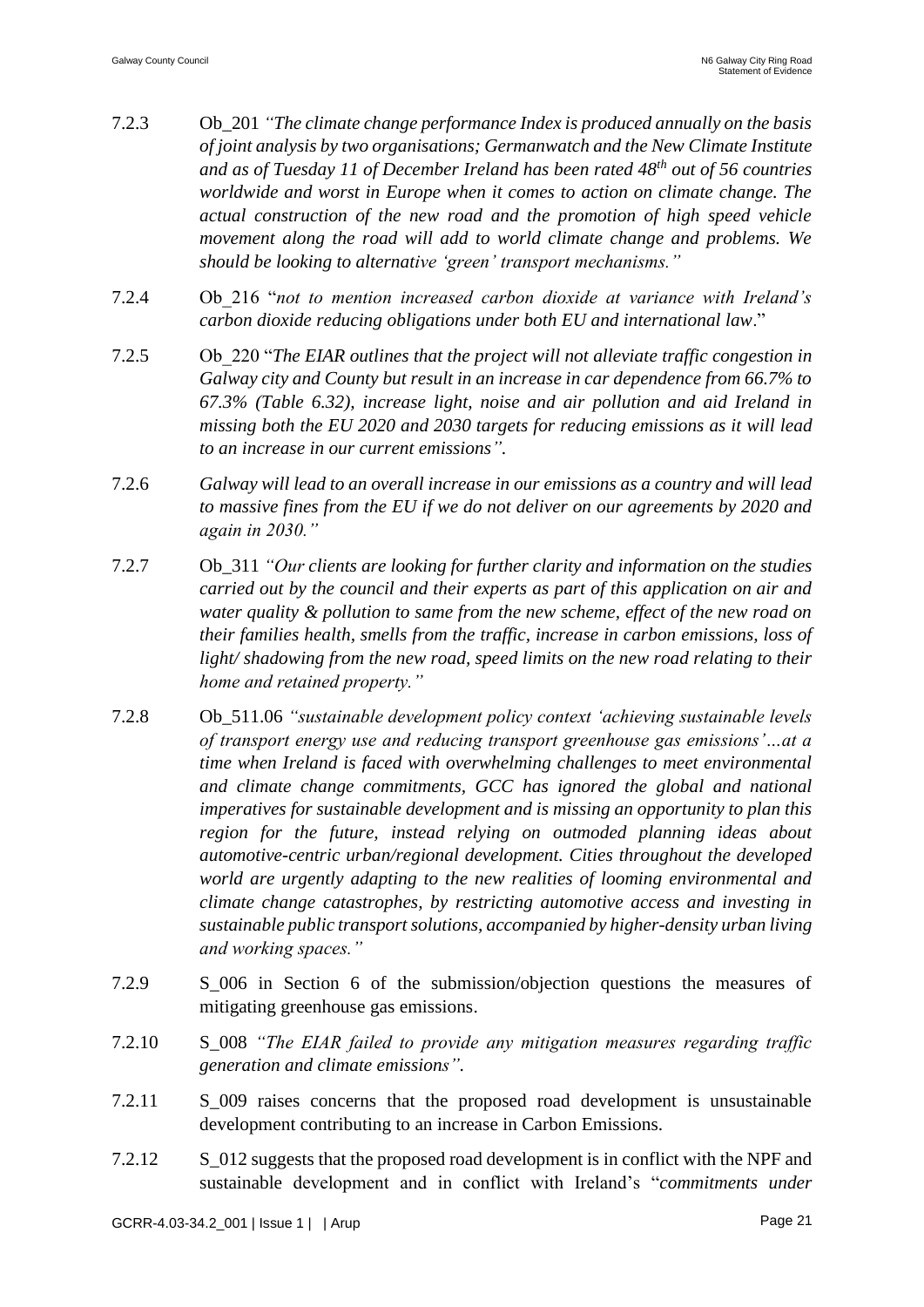7.2.3 Ob_201 *"The climate change performance Index is produced annually on the basis of joint analysis by two organisations; Germanwatch and the New Climate Institute and as of Tuesday 11 of December Ireland has been rated 48th out of 56 countries worldwide and worst in Europe when it comes to action on climate change. The actual construction of the new road and the promotion of high speed vehicle movement along the road will add to world climate change and problems. We should be looking to alternative 'green' transport mechanisms."*

7.2.4 Ob_216 "*not to mention increased carbon dioxide at variance with Ireland's carbon dioxide reducing obligations under both EU and international law*."

7.2.5 Ob_220 "*The EIAR outlines that the project will not alleviate traffic congestion in Galway city and County but result in an increase in car dependence from 66.7% to 67.3% (Table 6.32), increase light, noise and air pollution and aid Ireland in missing both the EU 2020 and 2030 targets for reducing emissions as it will lead to an increase in our current emissions".*

7.2.6 *Galway will lead to an overall increase in our emissions as a country and will lead to massive fines from the EU if we do not deliver on our agreements by 2020 and again in 2030."*

7.2.7 Ob_311 *"Our clients are looking for further clarity and information on the studies carried out by the council and their experts as part of this application on air and water quality & pollution to same from the new scheme, effect of the new road on their families health, smells from the traffic, increase in carbon emissions, loss of light/ shadowing from the new road, speed limits on the new road relating to their home and retained property."*

7.2.8 Ob_511.06 *"sustainable development policy context 'achieving sustainable levels of transport energy use and reducing transport greenhouse gas emissions'…at a time when Ireland is faced with overwhelming challenges to meet environmental and climate change commitments, GCC has ignored the global and national imperatives for sustainable development and is missing an opportunity to plan this region for the future, instead relying on outmoded planning ideas about automotive-centric urban/regional development. Cities throughout the developed world are urgently adapting to the new realities of looming environmental and climate change catastrophes, by restricting automotive access and investing in sustainable public transport solutions, accompanied by higher-density urban living and working spaces."*

7.2.9 S_006 in Section 6 of the submission/objection questions the measures of mitigating greenhouse gas emissions.

7.2.10 S_008 *"The EIAR failed to provide any mitigation measures regarding traffic generation and climate emissions".*

7.2.11 S_009 raises concerns that the proposed road development is unsustainable development contributing to an increase in Carbon Emissions.

7.2.12 S_012 suggests that the proposed road development is in conflict with the NPF and sustainable development and in conflict with Ireland's "*commitments under*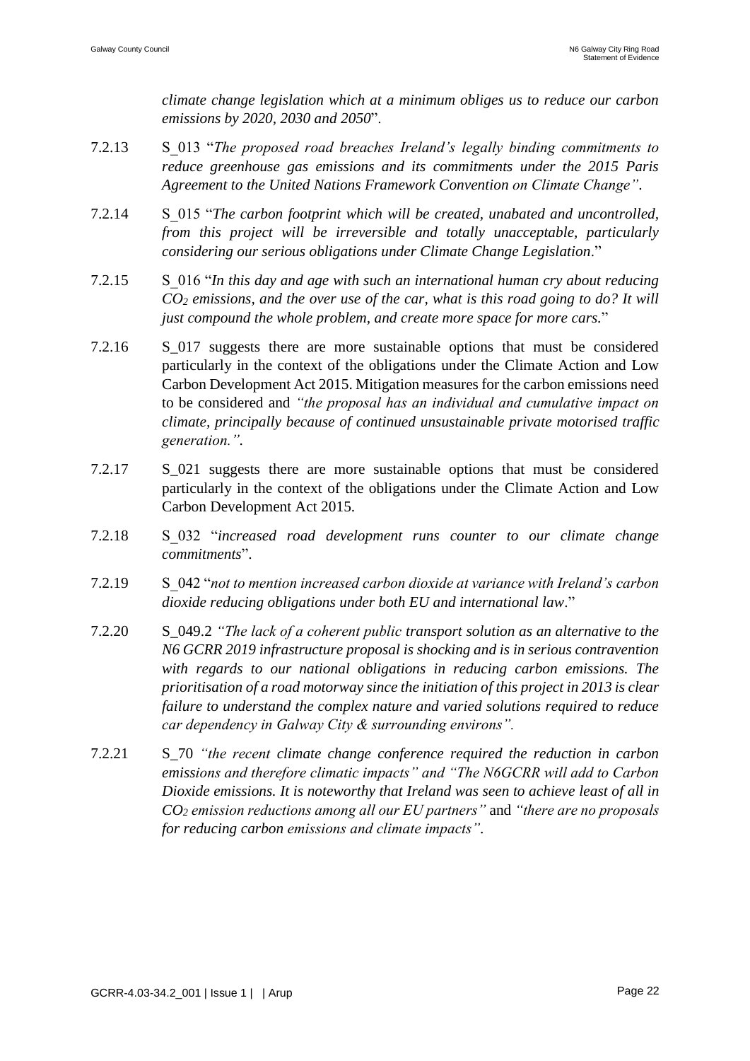*climate change legislation which at a minimum obliges us to reduce our carbon emissions by 2020, 2030 and 2050*".

7.2.13 S_013 "*The proposed road breaches Ireland's legally binding commitments to reduce greenhouse gas emissions and its commitments under the 2015 Paris Agreement to the United Nations Framework Convention on Climate Change"*.

7.2.14 S_015 "*The carbon footprint which will be created, unabated and uncontrolled, from this project will be irreversible and totally unacceptable, particularly considering our serious obligations under Climate Change Legislation*."

7.2.15 S_016 "*In this day and age with such an international human cry about reducing $CO_2$ emissions, and the over use of the car, what is this road going to do? It will just compound the whole problem, and create more space for more cars.*"

7.2.16 S_017 suggests there are more sustainable options that must be considered particularly in the context of the obligations under the Climate Action and Low Carbon Development Act 2015. Mitigation measures for the carbon emissions need to be considered and *"the proposal has an individual and cumulative impact on climate, principally because of continued unsustainable private motorised traffic generation."*.

7.2.17 S_021 suggests there are more sustainable options that must be considered particularly in the context of the obligations under the Climate Action and Low Carbon Development Act 2015.

7.2.18 S_032 "*increased road development runs counter to our climate change commitments*".

7.2.19 S_042 "*not to mention increased carbon dioxide at variance with Ireland's carbon dioxide reducing obligations under both EU and international law*."

7.2.20 S_049.2 *"The lack of a coherent public transport solution as an alternative to the N6 GCRR 2019 infrastructure proposal is shocking and is in serious contravention with regards to our national obligations in reducing carbon emissions. The prioritisation of a road motorway since the initiation of this project in 2013 is clear failure to understand the complex nature and varied solutions required to reduce car dependency in Galway City & surrounding environs".*

7.2.21 S_70 *"the recent climate change conference required the reduction in carbon emissions and therefore climatic impacts" and "The N6GCRR will add to Carbon Dioxide emissions. It is noteworthy that Ireland was seen to achieve least of all in $CO_2$ emission reductions among all our EU partners"* and *"there are no proposals for reducing carbon emissions and climate impacts"*.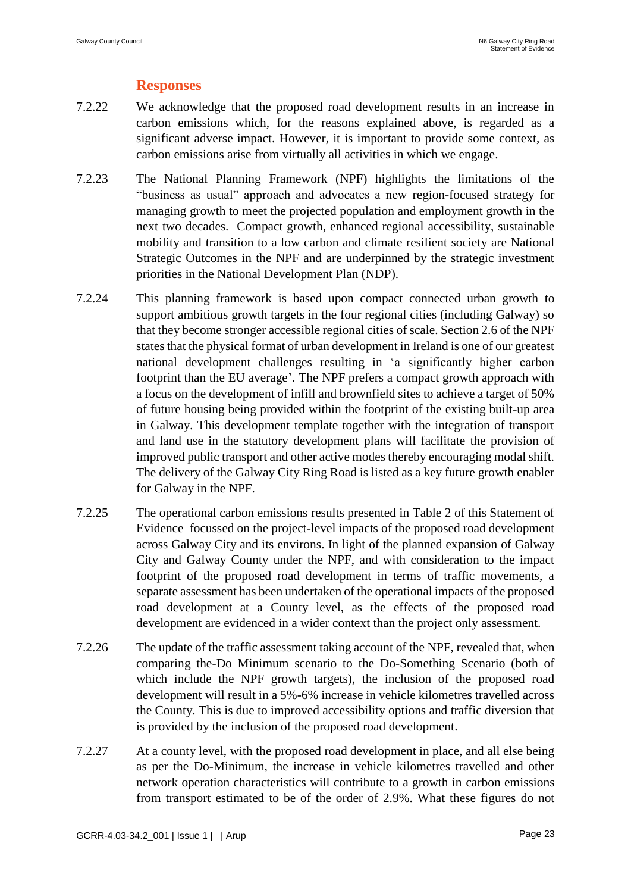### Responses

7.2.22 We acknowledge that the proposed road development results in an increase in carbon emissions which, for the reasons explained above, is regarded as a significant adverse impact. However, it is important to provide some context, as carbon emissions arise from virtually all activities in which we engage.

7.2.23 The National Planning Framework (NPF) highlights the limitations of the "business as usual" approach and advocates a new region-focused strategy for managing growth to meet the projected population and employment growth in the next two decades. Compact growth, enhanced regional accessibility, sustainable mobility and transition to a low carbon and climate resilient society are National Strategic Outcomes in the NPF and are underpinned by the strategic investment priorities in the National Development Plan (NDP).

7.2.24 This planning framework is based upon compact connected urban growth to support ambitious growth targets in the four regional cities (including Galway) so that they become stronger accessible regional cities of scale. Section 2.6 of the NPF states that the physical format of urban development in Ireland is one of our greatest national development challenges resulting in 'a significantly higher carbon footprint than the EU average'. The NPF prefers a compact growth approach with a focus on the development of infill and brownfield sites to achieve a target of 50% of future housing being provided within the footprint of the existing built-up area in Galway. This development template together with the integration of transport and land use in the statutory development plans will facilitate the provision of improved public transport and other active modes thereby encouraging modal shift. The delivery of the Galway City Ring Road is listed as a key future growth enabler for Galway in the NPF.

7.2.25 The operational carbon emissions results presented in Table 2 of this Statement of Evidence focussed on the project-level impacts of the proposed road development across Galway City and its environs. In light of the planned expansion of Galway City and Galway County under the NPF, and with consideration to the impact footprint of the proposed road development in terms of traffic movements, a separate assessment has been undertaken of the operational impacts of the proposed road development at a County level, as the effects of the proposed road development are evidenced in a wider context than the project only assessment.

7.2.26 The update of the traffic assessment taking account of the NPF, revealed that, when comparing the-Do Minimum scenario to the Do-Something Scenario (both of which include the NPF growth targets), the inclusion of the proposed road development will result in a 5%-6% increase in vehicle kilometres travelled across the County. This is due to improved accessibility options and traffic diversion that is provided by the inclusion of the proposed road development.

7.2.27 At a county level, with the proposed road development in place, and all else being as per the Do-Minimum, the increase in vehicle kilometres travelled and other network operation characteristics will contribute to a growth in carbon emissions from transport estimated to be of the order of 2.9%. What these figures do not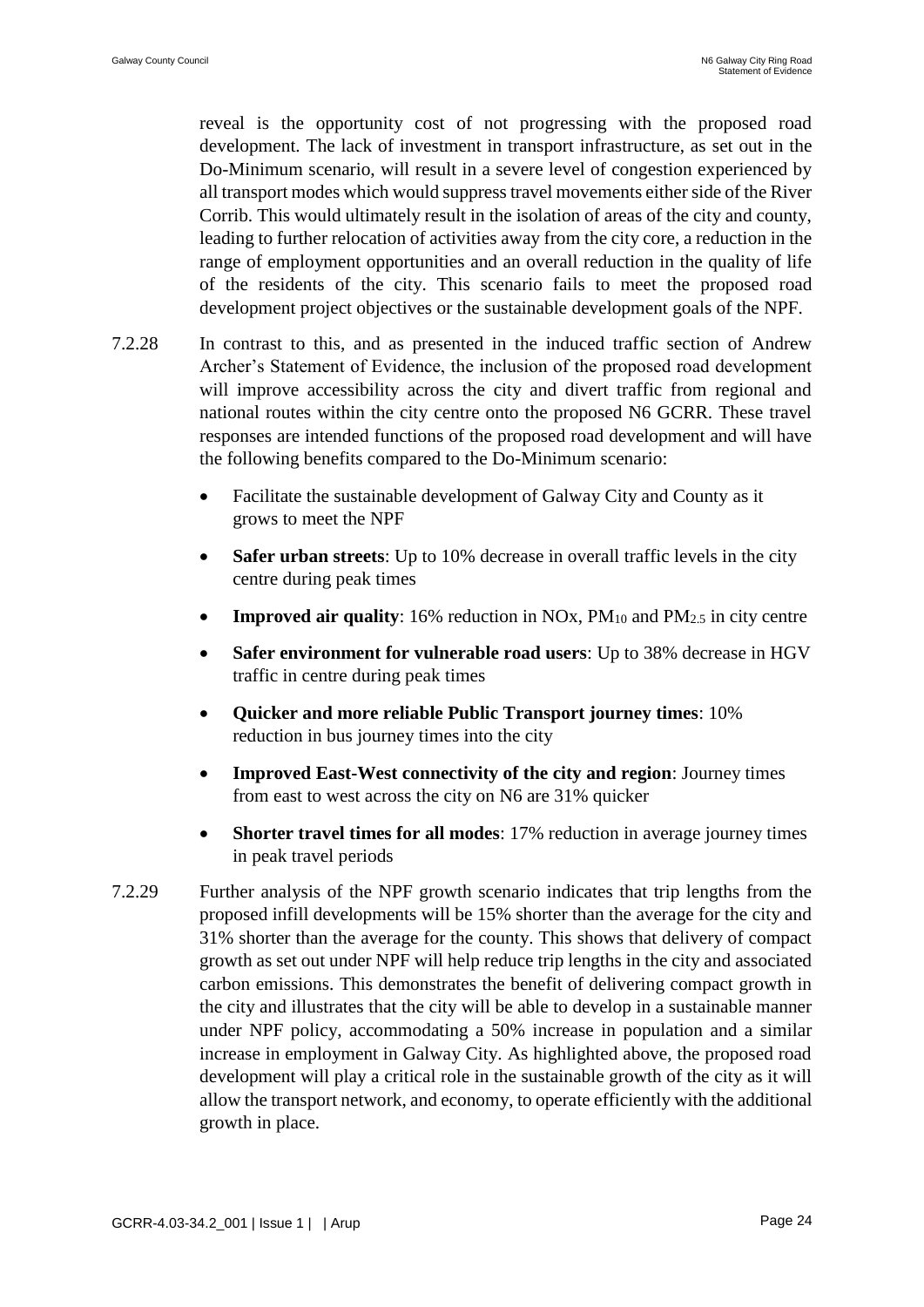reveal is the opportunity cost of not progressing with the proposed road development. The lack of investment in transport infrastructure, as set out in the Do-Minimum scenario, will result in a severe level of congestion experienced by all transport modes which would suppress travel movements either side of the River Corrib. This would ultimately result in the isolation of areas of the city and county, leading to further relocation of activities away from the city core, a reduction in the range of employment opportunities and an overall reduction in the quality of life of the residents of the city. This scenario fails to meet the proposed road development project objectives or the sustainable development goals of the NPF.

7.2.28 In contrast to this, and as presented in the induced traffic section of Andrew Archer's Statement of Evidence, the inclusion of the proposed road development will improve accessibility across the city and divert traffic from regional and national routes within the city centre onto the proposed N6 GCRR. These travel responses are intended functions of the proposed road development and will have the following benefits compared to the Do-Minimum scenario:

- Facilitate the sustainable development of Galway City and County as it grows to meet the NPF
- **Safer urban streets**: Up to 10% decrease in overall traffic levels in the city centre during peak times
- **Improved air quality**: 16% reduction in NOx, $PM_{10}$ and $PM_{2.5}$ in city centre
- **Safer environment for vulnerable road users**: Up to 38% decrease in HGV traffic in centre during peak times
- **Quicker and more reliable Public Transport journey times**: 10% reduction in bus journey times into the city
- **Improved East-West connectivity of the city and region**: Journey times from east to west across the city on N6 are 31% quicker
- **Shorter travel times for all modes**: 17% reduction in average journey times in peak travel periods

7.2.29 Further analysis of the NPF growth scenario indicates that trip lengths from the proposed infill developments will be 15% shorter than the average for the city and 31% shorter than the average for the county. This shows that delivery of compact growth as set out under NPF will help reduce trip lengths in the city and associated carbon emissions. This demonstrates the benefit of delivering compact growth in the city and illustrates that the city will be able to develop in a sustainable manner under NPF policy, accommodating a 50% increase in population and a similar increase in employment in Galway City. As highlighted above, the proposed road development will play a critical role in the sustainable growth of the city as it will allow the transport network, and economy, to operate efficiently with the additional growth in place.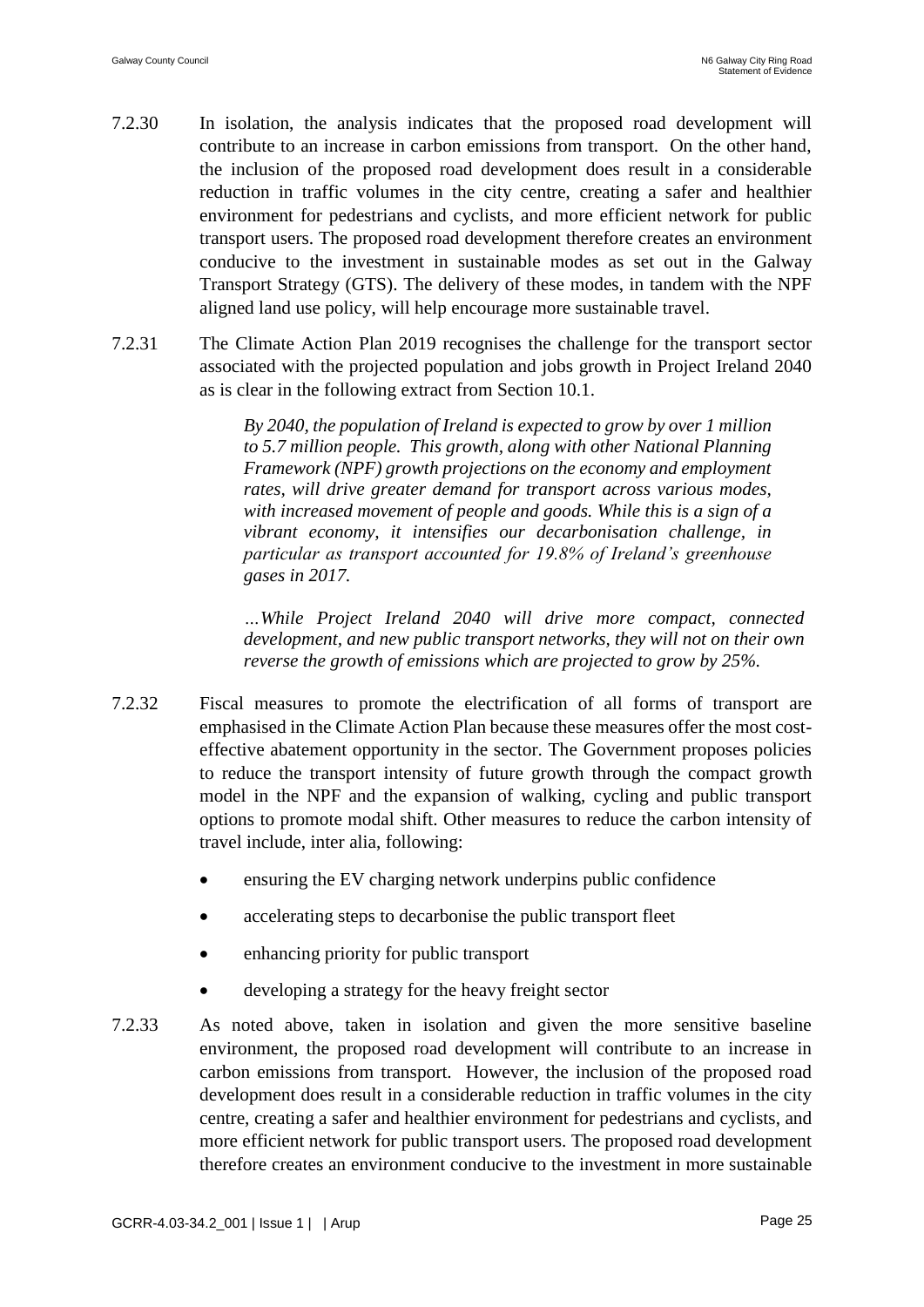7.2.30 In isolation, the analysis indicates that the proposed road development will contribute to an increase in carbon emissions from transport. On the other hand, the inclusion of the proposed road development does result in a considerable reduction in traffic volumes in the city centre, creating a safer and healthier environment for pedestrians and cyclists, and more efficient network for public transport users. The proposed road development therefore creates an environment conducive to the investment in sustainable modes as set out in the Galway Transport Strategy (GTS). The delivery of these modes, in tandem with the NPF aligned land use policy, will help encourage more sustainable travel.

7.2.31 The Climate Action Plan 2019 recognises the challenge for the transport sector associated with the projected population and jobs growth in Project Ireland 2040 as is clear in the following extract from Section 10.1.

> *By 2040, the population of Ireland is expected to grow by over 1 million to 5.7 million people. This growth, along with other National Planning Framework (NPF) growth projections on the economy and employment rates, will drive greater demand for transport across various modes, with increased movement of people and goods. While this is a sign of a vibrant economy, it intensifies our decarbonisation challenge, in particular as transport accounted for 19.8% of Ireland's greenhouse gases in 2017.*
>
> *…While Project Ireland 2040 will drive more compact, connected development, and new public transport networks, they will not on their own reverse the growth of emissions which are projected to grow by 25%.*

7.2.32 Fiscal measures to promote the electrification of all forms of transport are emphasised in the Climate Action Plan because these measures offer the most cost-effective abatement opportunity in the sector. The Government proposes policies to reduce the transport intensity of future growth through the compact growth model in the NPF and the expansion of walking, cycling and public transport options to promote modal shift. Other measures to reduce the carbon intensity of travel include, inter alia, following:

- ensuring the EV charging network underpins public confidence
- accelerating steps to decarbonise the public transport fleet
- enhancing priority for public transport
- developing a strategy for the heavy freight sector

7.2.33 As noted above, taken in isolation and given the more sensitive baseline environment, the proposed road development will contribute to an increase in carbon emissions from transport. However, the inclusion of the proposed road development does result in a considerable reduction in traffic volumes in the city centre, creating a safer and healthier environment for pedestrians and cyclists, and more efficient network for public transport users. The proposed road development therefore creates an environment conducive to the investment in more sustainable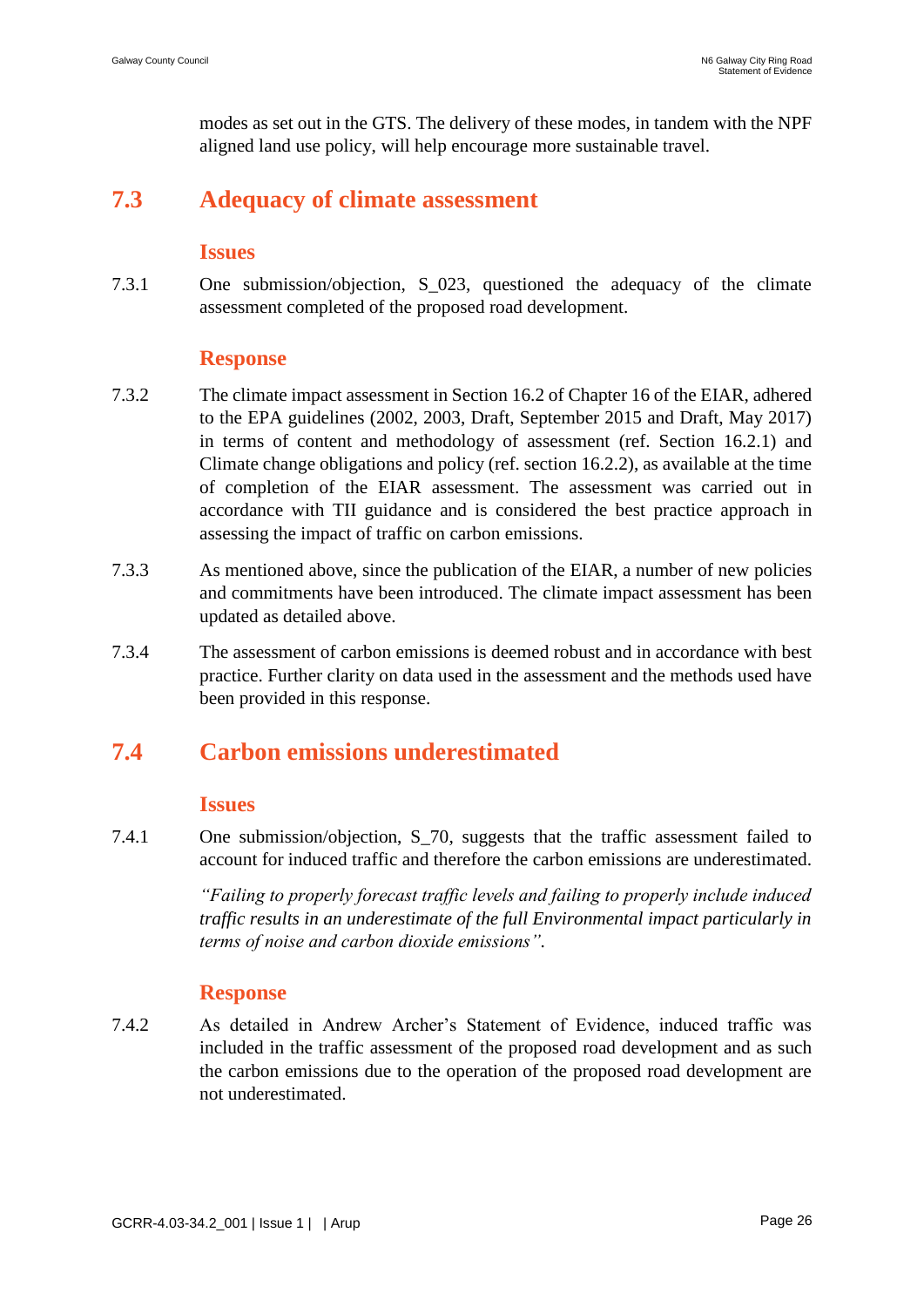modes as set out in the GTS. The delivery of these modes, in tandem with the NPF aligned land use policy, will help encourage more sustainable travel.

## 7.3 Adequacy of climate assessment

### Issues

7.3.1 One submission/objection, S_023, questioned the adequacy of the climate assessment completed of the proposed road development.

### Response

7.3.2 The climate impact assessment in Section 16.2 of Chapter 16 of the EIAR, adhered to the EPA guidelines (2002, 2003, Draft, September 2015 and Draft, May 2017) in terms of content and methodology of assessment (ref. Section 16.2.1) and Climate change obligations and policy (ref. section 16.2.2), as available at the time of completion of the EIAR assessment. The assessment was carried out in accordance with TII guidance and is considered the best practice approach in assessing the impact of traffic on carbon emissions.

7.3.3 As mentioned above, since the publication of the EIAR, a number of new policies and commitments have been introduced. The climate impact assessment has been updated as detailed above.

7.3.4 The assessment of carbon emissions is deemed robust and in accordance with best practice. Further clarity on data used in the assessment and the methods used have been provided in this response.

## 7.4 Carbon emissions underestimated

### Issues

7.4.1 One submission/objection, S_70, suggests that the traffic assessment failed to account for induced traffic and therefore the carbon emissions are underestimated.

*"Failing to properly forecast traffic levels and failing to properly include induced traffic results in an underestimate of the full Environmental impact particularly in terms of noise and carbon dioxide emissions".*

### Response

7.4.2 As detailed in Andrew Archer's Statement of Evidence, induced traffic was included in the traffic assessment of the proposed road development and as such the carbon emissions due to the operation of the proposed road development are not underestimated.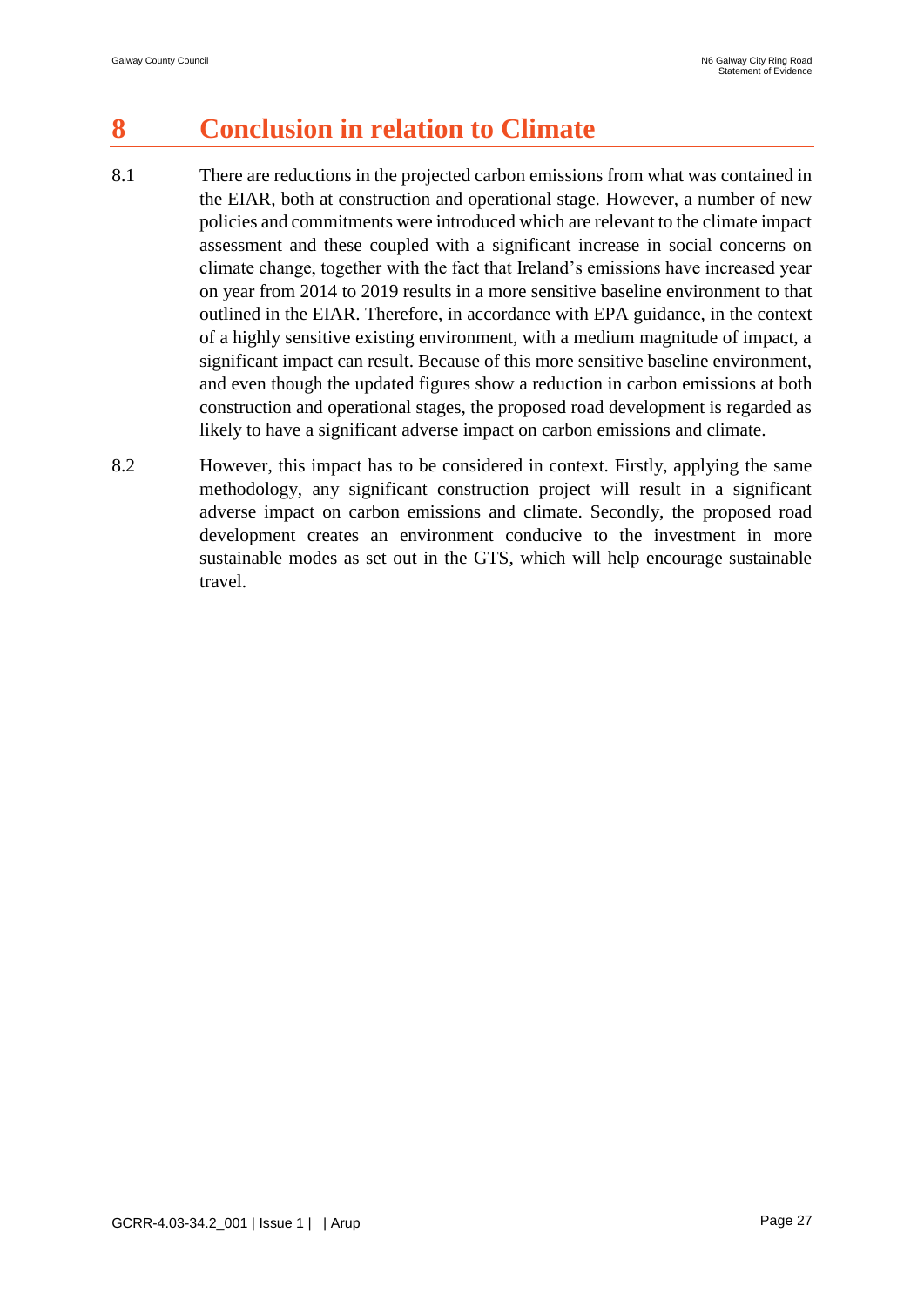# 8 Conclusion in relation to Climate

8.1 There are reductions in the projected carbon emissions from what was contained in the EIAR, both at construction and operational stage. However, a number of new policies and commitments were introduced which are relevant to the climate impact assessment and these coupled with a significant increase in social concerns on climate change, together with the fact that Ireland's emissions have increased year on year from 2014 to 2019 results in a more sensitive baseline environment to that outlined in the EIAR. Therefore, in accordance with EPA guidance, in the context of a highly sensitive existing environment, with a medium magnitude of impact, a significant impact can result. Because of this more sensitive baseline environment, and even though the updated figures show a reduction in carbon emissions at both construction and operational stages, the proposed road development is regarded as likely to have a significant adverse impact on carbon emissions and climate.

8.2 However, this impact has to be considered in context. Firstly, applying the same methodology, any significant construction project will result in a significant adverse impact on carbon emissions and climate. Secondly, the proposed road development creates an environment conducive to the investment in more sustainable modes as set out in the GTS, which will help encourage sustainable travel.